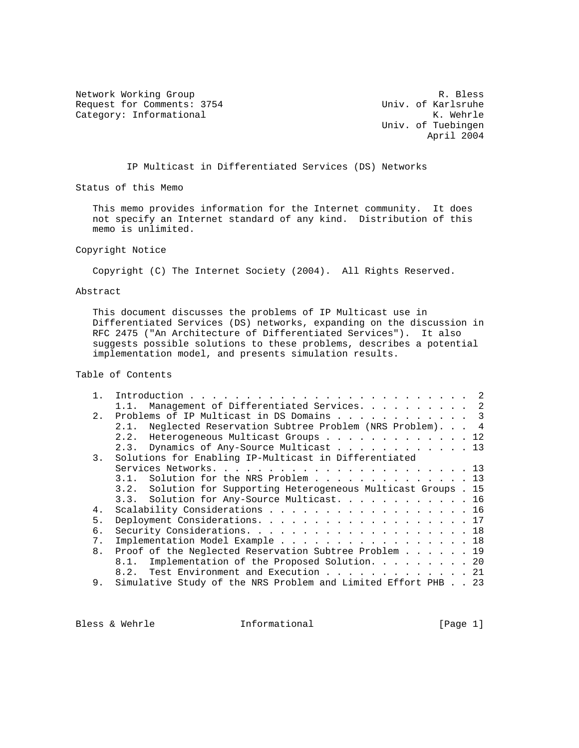Network Working Group R. Bless
Request for Comments: 3754 Univ. of Karlsruhe
Category: Informational K. Wehrle
Univ. of Tuebingen
April 2004

# IP Multicast in Differentiated Services (DS) Networks

## Status of this Memo

This memo provides information for the Internet community. It does not specify an Internet standard of any kind. Distribution of this memo is unlimited.

## Copyright Notice

Copyright (C) The Internet Society (2004). All Rights Reserved.

## Abstract

This document discusses the problems of IP Multicast use in Differentiated Services (DS) networks, expanding on the discussion in RFC 2475 ("An Architecture of Differentiated Services"). It also suggests possible solutions to these problems, describes a potential implementation model, and presents simulation results.

## Table of Contents

1. Introduction . . . . . . . . . . . . . . . . . . . . . . . . . 2
   - 1.1. Management of Differentiated Services. . . . . . . . . . 2
2. Problems of IP Multicast in DS Domains . . . . . . . . . . . . 3
   - 2.1. Neglected Reservation Subtree Problem (NRS Problem). . . 4
   - 2.2. Heterogeneous Multicast Groups . . . . . . . . . . . . . 12
   - 2.3. Dynamics of Any-Source Multicast . . . . . . . . . . . . 13
3. Solutions for Enabling IP-Multicast in Differentiated Services Networks. . . . . . . . . . . . . . . . . . . . . . . . 13
   - 3.1. Solution for the NRS Problem . . . . . . . . . . . . . . 13
   - 3.2. Solution for Supporting Heterogeneous Multicast Groups . 15
   - 3.3. Solution for Any-Source Multicast. . . . . . . . . . . . 16
4. Scalability Considerations . . . . . . . . . . . . . . . . . . 16
5. Deployment Considerations. . . . . . . . . . . . . . . . . . . 17
6. Security Considerations. . . . . . . . . . . . . . . . . . . . 18
7. Implementation Model Example . . . . . . . . . . . . . . . . . 18
8. Proof of the Neglected Reservation Subtree Problem . . . . . . 19
   - 8.1. Implementation of the Proposed Solution. . . . . . . . . 20
   - 8.2. Test Environment and Execution . . . . . . . . . . . . . 21
9. Simulative Study of the NRS Problem and Limited Effort PHB . . 23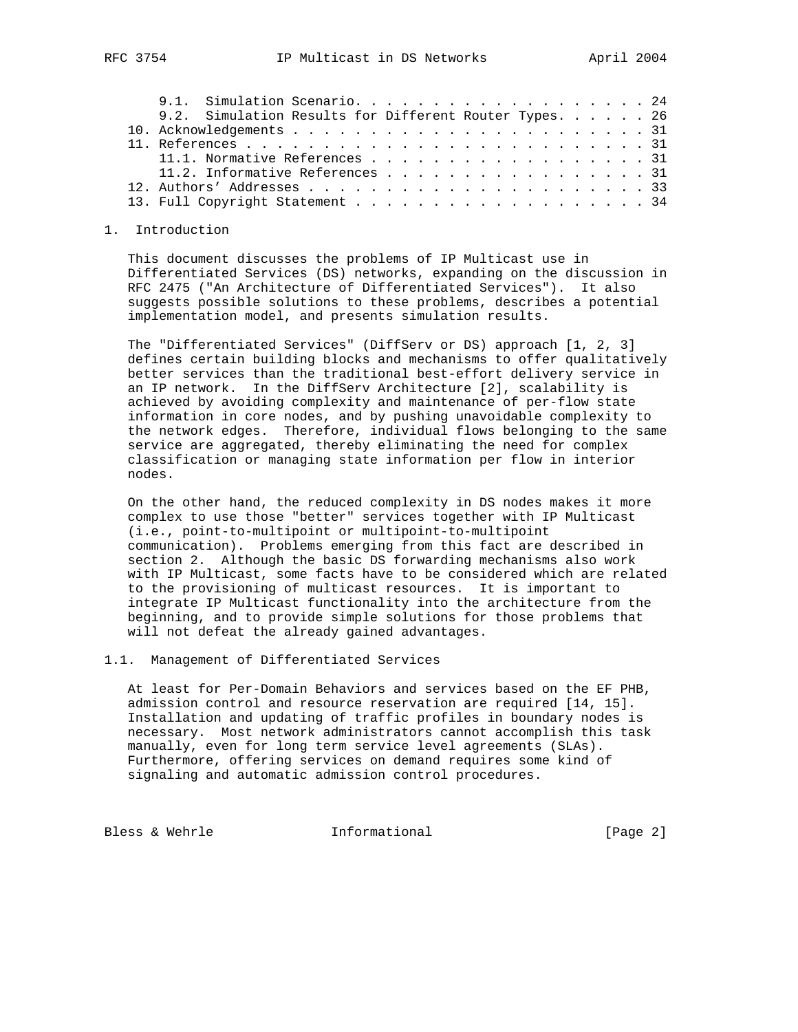9.1. Simulation Scenario. . . . . . . . . . . . . . . . . . . . 24
9.2. Simulation Results for Different Router Types. . . . . . 26
10. Acknowledgements . . . . . . . . . . . . . . . . . . . . . . . 31
11. References . . . . . . . . . . . . . . . . . . . . . . . . . . 31
11.1. Normative References . . . . . . . . . . . . . . . . . . . 31
11.2. Informative References . . . . . . . . . . . . . . . . . . 31
12. Authors' Addresses . . . . . . . . . . . . . . . . . . . . . . 33
13. Full Copyright Statement . . . . . . . . . . . . . . . . . . . 34

# 1. Introduction

This document discusses the problems of IP Multicast use in Differentiated Services (DS) networks, expanding on the discussion in RFC 2475 ("An Architecture of Differentiated Services"). It also suggests possible solutions to these problems, describes a potential implementation model, and presents simulation results.

The "Differentiated Services" (DiffServ or DS) approach [1, 2, 3] defines certain building blocks and mechanisms to offer qualitatively better services than the traditional best-effort delivery service in an IP network. In the DiffServ Architecture [2], scalability is achieved by avoiding complexity and maintenance of per-flow state information in core nodes, and by pushing unavoidable complexity to the network edges. Therefore, individual flows belonging to the same service are aggregated, thereby eliminating the need for complex classification or managing state information per flow in interior nodes.

On the other hand, the reduced complexity in DS nodes makes it more complex to use those "better" services together with IP Multicast (i.e., point-to-multipoint or multipoint-to-multipoint communication). Problems emerging from this fact are described in section 2. Although the basic DS forwarding mechanisms also work with IP Multicast, some facts have to be considered which are related to the provisioning of multicast resources. It is important to integrate IP Multicast functionality into the architecture from the beginning, and to provide simple solutions for those problems that will not defeat the already gained advantages.

## 1.1. Management of Differentiated Services

At least for Per-Domain Behaviors and services based on the EF PHB, admission control and resource reservation are required [14, 15]. Installation and updating of traffic profiles in boundary nodes is necessary. Most network administrators cannot accomplish this task manually, even for long term service level agreements (SLAs). Furthermore, offering services on demand requires some kind of signaling and automatic admission control procedures.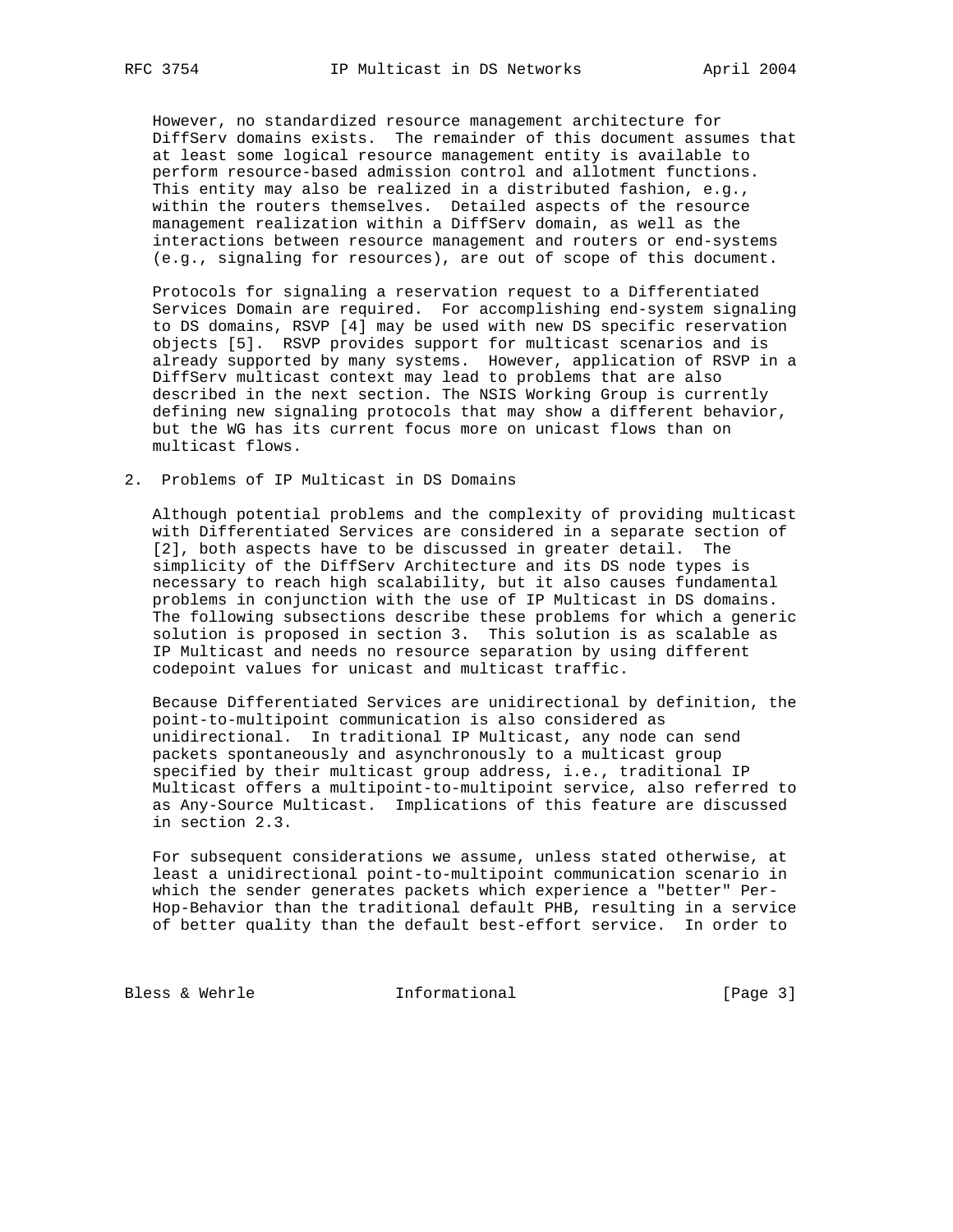However, no standardized resource management architecture for DiffServ domains exists. The remainder of this document assumes that at least some logical resource management entity is available to perform resource-based admission control and allotment functions. This entity may also be realized in a distributed fashion, e.g., within the routers themselves. Detailed aspects of the resource management realization within a DiffServ domain, as well as the interactions between resource management and routers or end-systems (e.g., signaling for resources), are out of scope of this document.

Protocols for signaling a reservation request to a Differentiated Services Domain are required. For accomplishing end-system signaling to DS domains, RSVP [4] may be used with new DS specific reservation objects [5]. RSVP provides support for multicast scenarios and is already supported by many systems. However, application of RSVP in a DiffServ multicast context may lead to problems that are also described in the next section. The NSIS Working Group is currently defining new signaling protocols that may show a different behavior, but the WG has its current focus more on unicast flows than on multicast flows.

## 2. Problems of IP Multicast in DS Domains

Although potential problems and the complexity of providing multicast with Differentiated Services are considered in a separate section of [2], both aspects have to be discussed in greater detail. The simplicity of the DiffServ Architecture and its DS node types is necessary to reach high scalability, but it also causes fundamental problems in conjunction with the use of IP Multicast in DS domains. The following subsections describe these problems for which a generic solution is proposed in section 3. This solution is as scalable as IP Multicast and needs no resource separation by using different codepoint values for unicast and multicast traffic.

Because Differentiated Services are unidirectional by definition, the point-to-multipoint communication is also considered as unidirectional. In traditional IP Multicast, any node can send packets spontaneously and asynchronously to a multicast group specified by their multicast group address, i.e., traditional IP Multicast offers a multipoint-to-multipoint service, also referred to as Any-Source Multicast. Implications of this feature are discussed in section 2.3.

For subsequent considerations we assume, unless stated otherwise, at least a unidirectional point-to-multipoint communication scenario in which the sender generates packets which experience a "better" Per-Hop-Behavior than the traditional default PHB, resulting in a service of better quality than the default best-effort service. In order to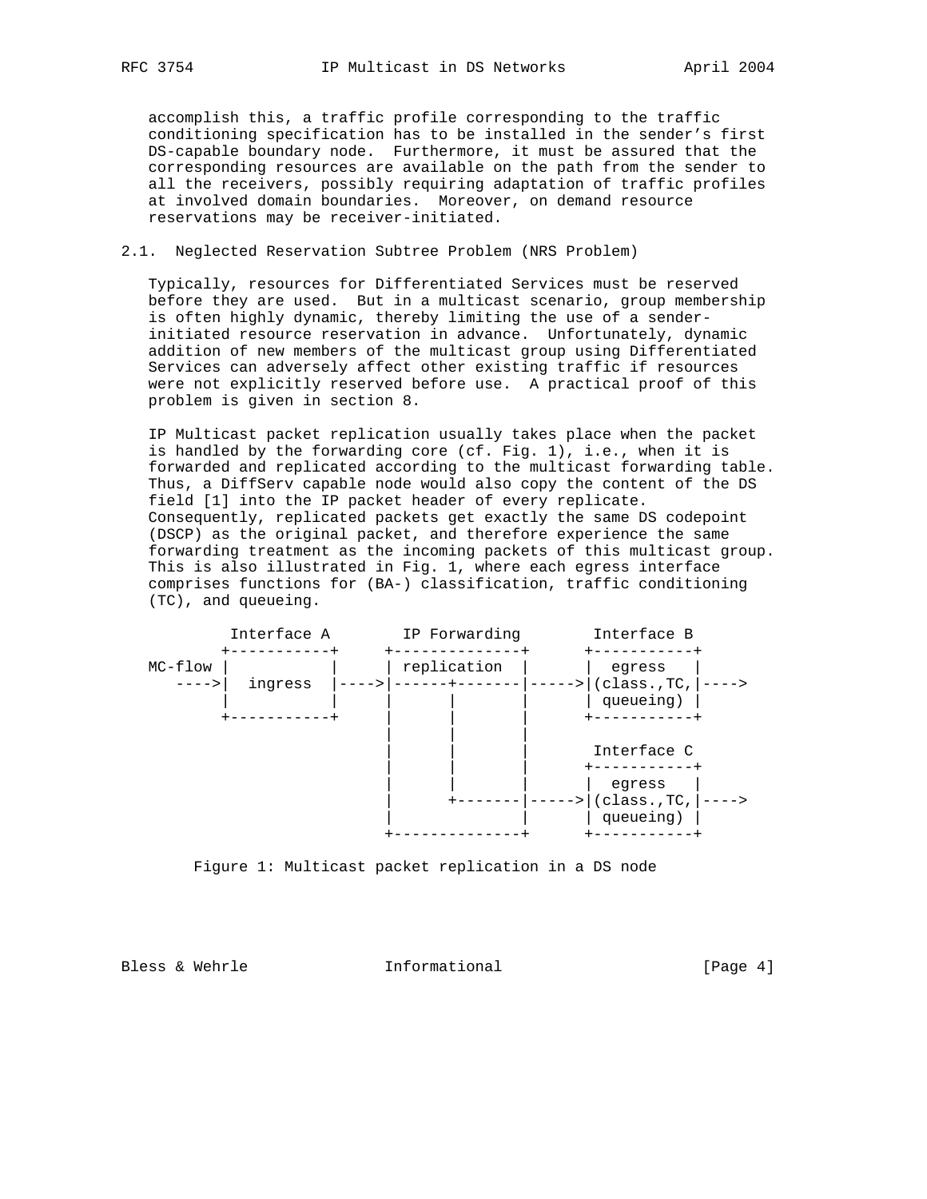accomplish this, a traffic profile corresponding to the traffic conditioning specification has to be installed in the sender's first DS-capable boundary node. Furthermore, it must be assured that the corresponding resources are available on the path from the sender to all the receivers, possibly requiring adaptation of traffic profiles at involved domain boundaries. Moreover, on demand resource reservations may be receiver-initiated.

### 2.1. Neglected Reservation Subtree Problem (NRS Problem)

Typically, resources for Differentiated Services must be reserved before they are used. But in a multicast scenario, group membership is often highly dynamic, thereby limiting the use of a sender-initiated resource reservation in advance. Unfortunately, dynamic addition of new members of the multicast group using Differentiated Services can adversely affect other existing traffic if resources were not explicitly reserved before use. A practical proof of this problem is given in section 8.

IP Multicast packet replication usually takes place when the packet is handled by the forwarding core (cf. Fig. 1), i.e., when it is forwarded and replicated according to the multicast forwarding table. Thus, a DiffServ capable node would also copy the content of the DS field [1] into the IP packet header of every replicate. Consequently, replicated packets get exactly the same DS codepoint (DSCP) as the original packet, and therefore experience the same forwarding treatment as the incoming packets of this multicast group. This is also illustrated in Fig. 1, where each egress interface comprises functions for (BA-) classification, traffic conditioning (TC), and queueing.

```
       Interface A       IP Forwarding        Interface B
      +-----------+     +--------------+      +-----------+
MC-flow |           |     | replication  |      |  egress   |
   ---->|  ingress  |---->|------+-------|----->|(class.,TC,|---->
      |           |     |      |       |      | queueing) |
      +-----------+     |      |       |      +-----------+
                        |      |       |
                        |      |       |       Interface C
                        |      |       |      +-----------+
                        |      |       |      |  egress   |
                        |      +-------|----->|(class.,TC,|---->
                        |              |      | queueing) |
                        +--------------+      +-----------+
```

Figure 1: Multicast packet replication in a DS node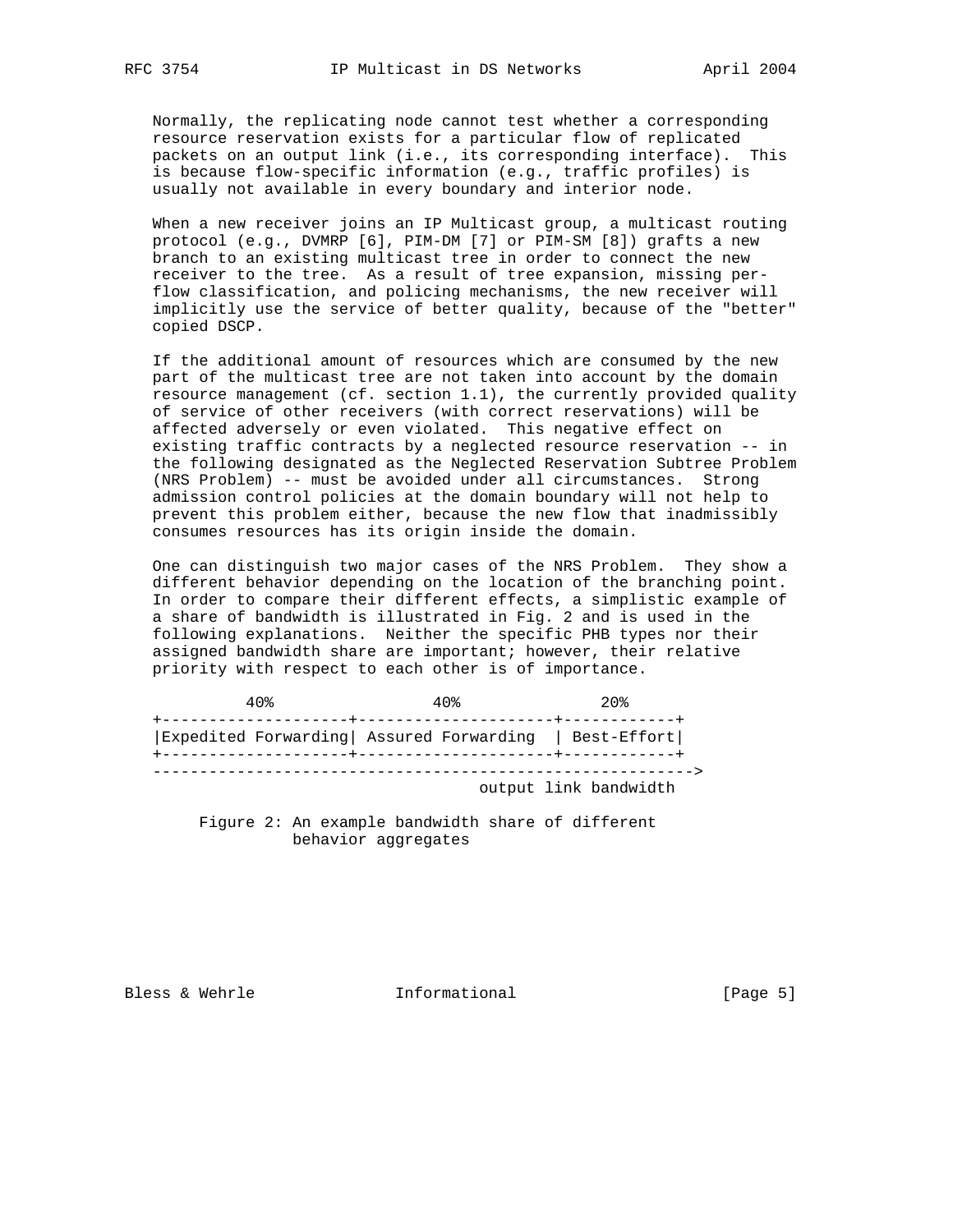Normally, the replicating node cannot test whether a corresponding resource reservation exists for a particular flow of replicated packets on an output link (i.e., its corresponding interface). This is because flow-specific information (e.g., traffic profiles) is usually not available in every boundary and interior node.

When a new receiver joins an IP Multicast group, a multicast routing protocol (e.g., DVMRP [6], PIM-DM [7] or PIM-SM [8]) grafts a new branch to an existing multicast tree in order to connect the new receiver to the tree. As a result of tree expansion, missing per-flow classification, and policing mechanisms, the new receiver will implicitly use the service of better quality, because of the "better" copied DSCP.

If the additional amount of resources which are consumed by the new part of the multicast tree are not taken into account by the domain resource management (cf. section 1.1), the currently provided quality of service of other receivers (with correct reservations) will be affected adversely or even violated. This negative effect on existing traffic contracts by a neglected resource reservation -- in the following designated as the Neglected Reservation Subtree Problem (NRS Problem) -- must be avoided under all circumstances. Strong admission control policies at the domain boundary will not help to prevent this problem either, because the new flow that inadmissibly consumes resources has its origin inside the domain.

One can distinguish two major cases of the NRS Problem. They show a different behavior depending on the location of the branching point. In order to compare their different effects, a simplistic example of a share of bandwidth is illustrated in Fig. 2 and is used in the following explanations. Neither the specific PHB types nor their assigned bandwidth share are important; however, their relative priority with respect to each other is of importance.

```
         40%                  40%                20%
+--------------------+---------------------+------------+
|Expedited Forwarding| Assured Forwarding  | Best-Effort|
+--------------------+---------------------+------------+
--------------------------------------------------------->
                                  output link bandwidth
```

Figure 2: An example bandwidth share of different behavior aggregates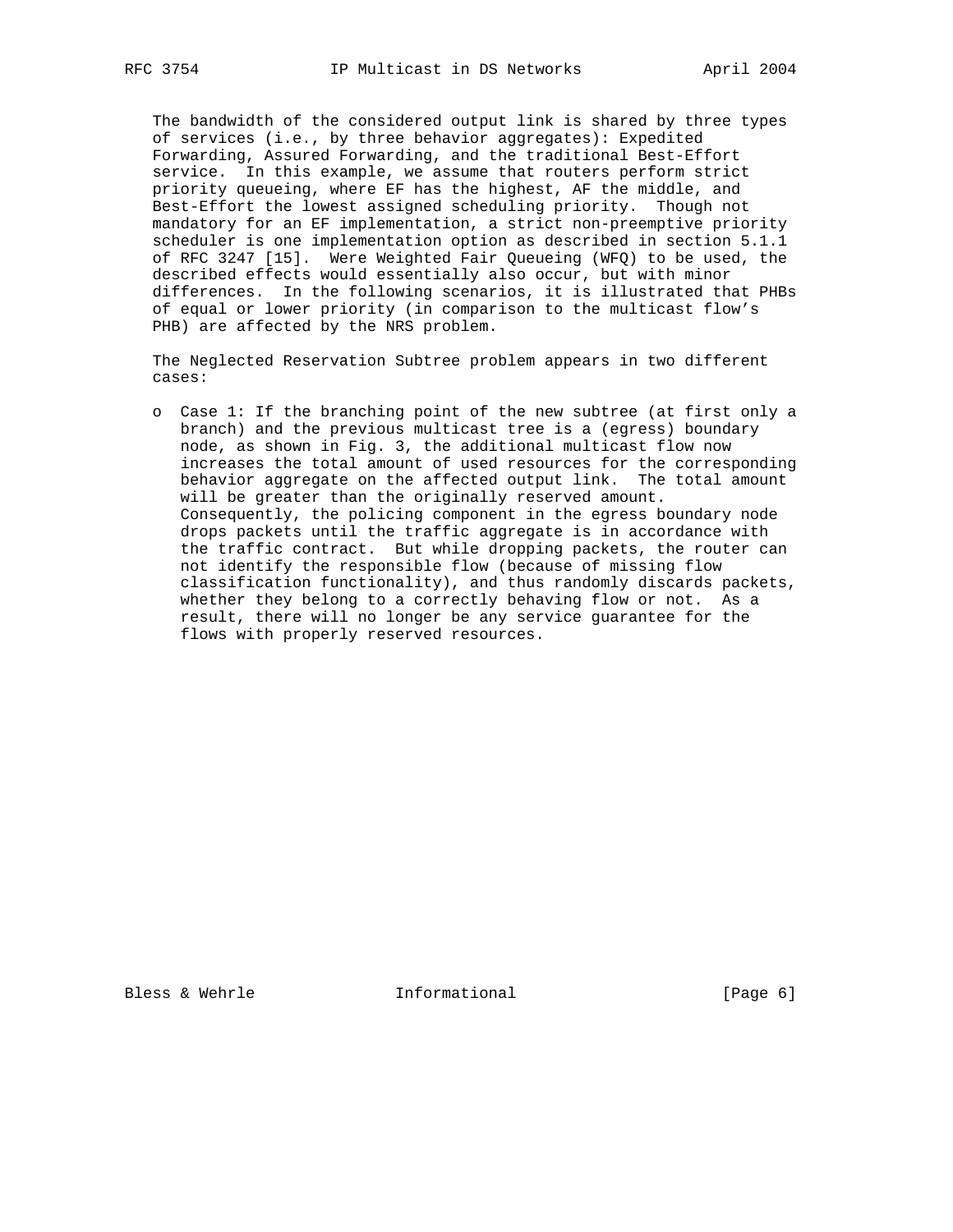The bandwidth of the considered output link is shared by three types of services (i.e., by three behavior aggregates): Expedited Forwarding, Assured Forwarding, and the traditional Best-Effort service. In this example, we assume that routers perform strict priority queueing, where EF has the highest, AF the middle, and Best-Effort the lowest assigned scheduling priority. Though not mandatory for an EF implementation, a strict non-preemptive priority scheduler is one implementation option as described in section 5.1.1 of RFC 3247 [15]. Were Weighted Fair Queueing (WFQ) to be used, the described effects would essentially also occur, but with minor differences. In the following scenarios, it is illustrated that PHBs of equal or lower priority (in comparison to the multicast flow's PHB) are affected by the NRS problem.

The Neglected Reservation Subtree problem appears in two different cases:

- Case 1: If the branching point of the new subtree (at first only a branch) and the previous multicast tree is a (egress) boundary node, as shown in Fig. 3, the additional multicast flow now increases the total amount of used resources for the corresponding behavior aggregate on the affected output link. The total amount will be greater than the originally reserved amount. Consequently, the policing component in the egress boundary node drops packets until the traffic aggregate is in accordance with the traffic contract. But while dropping packets, the router can not identify the responsible flow (because of missing flow classification functionality), and thus randomly discards packets, whether they belong to a correctly behaving flow or not. As a result, there will no longer be any service guarantee for the flows with properly reserved resources.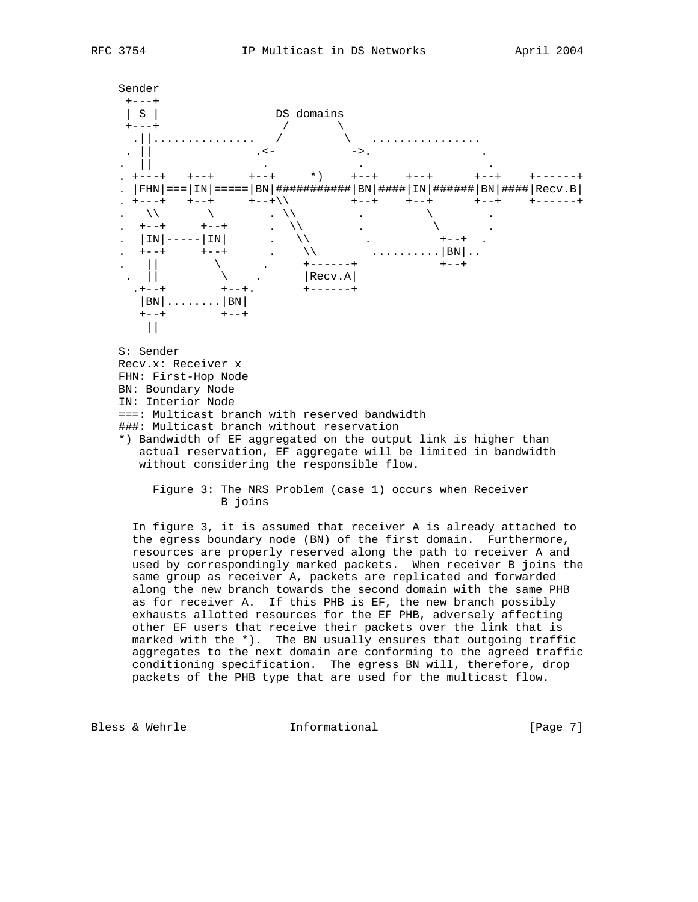```
     Sender
      +---+
      | S |                 DS domains
      +---+                  /       \
       .||..............    /         \    ...............
      . ||              .<-            ->.               .
     .  ||              .              .                  .
     . +---+   +--+     +--+     *)    +--+    +--+      +--+    +------+
     . |FHN|===|IN|=====|BN|###########|BN|####|IN|######|BN|####|Recv.B|
     . +---+   +--+     +--+\\         +--+    +--+      +--+    +------+
     .   \\       \        . \\         .         \         .
     .  +--+     +--+      .  \\        .          \        .
     .  |IN|-----|IN|      .   \\        .          +--+  .
     .  +--+     +--+      .    \\       ..........|BN|..
     .   ||        \      .     +------+            +--+
      .  ||         \    .      |Recv.A|
       .+--+        +--+.       +------+
        |BN|........|BN|
        +--+        +--+
         ||

     S: Sender
     Recv.x: Receiver x
     FHN: First-Hop Node
     BN: Boundary Node
     IN: Interior Node
     ===: Multicast branch with reserved bandwidth
     ###: Multicast branch without reservation
     *) Bandwidth of EF aggregated on the output link is higher than
        actual reservation, EF aggregate will be limited in bandwidth
        without considering the responsible flow.
```

Figure 3: The NRS Problem (case 1) occurs when Receiver B joins

In figure 3, it is assumed that receiver A is already attached to the egress boundary node (BN) of the first domain. Furthermore, resources are properly reserved along the path to receiver A and used by correspondingly marked packets. When receiver B joins the same group as receiver A, packets are replicated and forwarded along the new branch towards the second domain with the same PHB as for receiver A. If this PHB is EF, the new branch possibly exhausts allotted resources for the EF PHB, adversely affecting other EF users that receive their packets over the link that is marked with the *). The BN usually ensures that outgoing traffic aggregates to the next domain are conforming to the agreed traffic conditioning specification. The egress BN will, therefore, drop packets of the PHB type that are used for the multicast flow.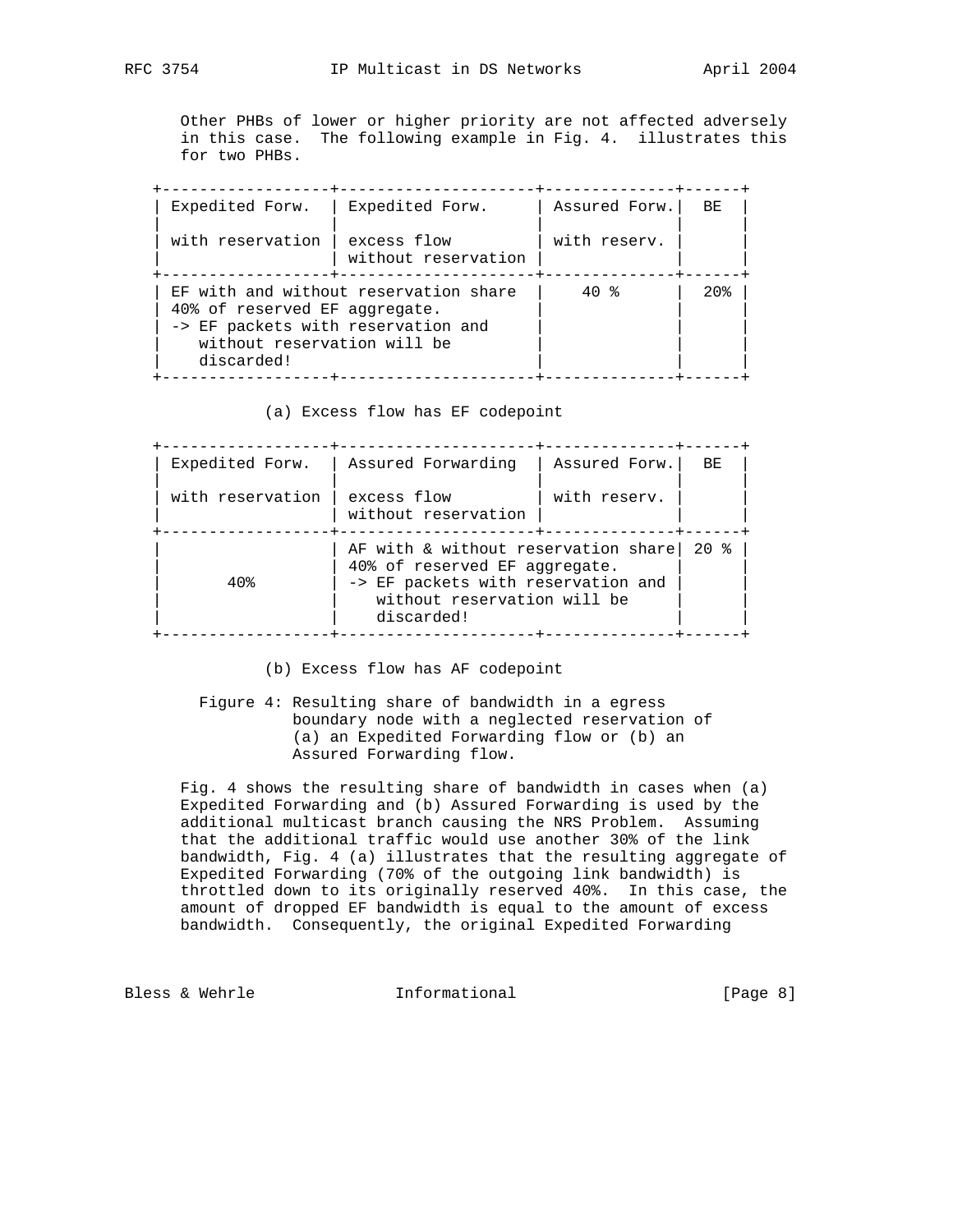Other PHBs of lower or higher priority are not affected adversely in this case. The following example in Fig. 4. illustrates this for two PHBs.

```
+------------------+--------------------+-------------+------+
| Expedited Forw.  | Expedited Forw.    | Assured Forw.|  BE  |
|                  |                    |             |      |
| with reservation | excess flow        | with reserv. |      |
|                  | without reservation |            |      |
+------------------+--------------------+-------------+------+
| EF with and without reservation share |    40 %     | 20%  |
| 40% of reserved EF aggregate.         |             |      |
| -> EF packets with reservation and    |             |      |
|    without reservation will be        |             |      |
|    discarded!                         |             |      |
+------------------+--------------------+-------------+------+

           (a) Excess flow has EF codepoint

+------------------+--------------------+-------------+------+
| Expedited Forw.  | Assured Forwarding | Assured Forw.|  BE  |
|                  |                    |             |      |
| with reservation | excess flow        | with reserv. |      |
|                  | without reservation |            |      |
+------------------+--------------------+-------------+------+
|                  | AF with & without reservation share| 20 % |
|                  | 40% of reserved EF aggregate.      |      |
|      40%         | -> EF packets with reservation and |      |
|                  |    without reservation will be     |      |
|                  |    discarded!                      |      |
+------------------+--------------------+-------------+------+

           (b) Excess flow has AF codepoint
```

Figure 4: Resulting share of bandwidth in a egress boundary node with a neglected reservation of (a) an Expedited Forwarding flow or (b) an Assured Forwarding flow.

Fig. 4 shows the resulting share of bandwidth in cases when (a) Expedited Forwarding and (b) Assured Forwarding is used by the additional multicast branch causing the NRS Problem. Assuming that the additional traffic would use another 30% of the link bandwidth, Fig. 4 (a) illustrates that the resulting aggregate of Expedited Forwarding (70% of the outgoing link bandwidth) is throttled down to its originally reserved 40%. In this case, the amount of dropped EF bandwidth is equal to the amount of excess bandwidth. Consequently, the original Expedited Forwarding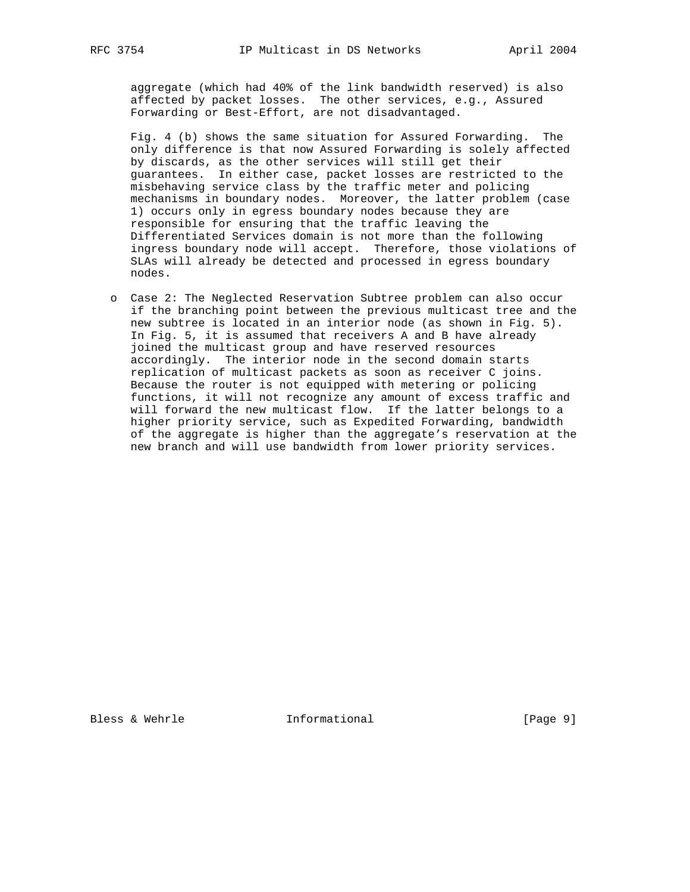aggregate (which had 40% of the link bandwidth reserved) is also affected by packet losses. The other services, e.g., Assured Forwarding or Best-Effort, are not disadvantaged.

Fig. 4 (b) shows the same situation for Assured Forwarding. The only difference is that now Assured Forwarding is solely affected by discards, as the other services will still get their guarantees. In either case, packet losses are restricted to the misbehaving service class by the traffic meter and policing mechanisms in boundary nodes. Moreover, the latter problem (case 1) occurs only in egress boundary nodes because they are responsible for ensuring that the traffic leaving the Differentiated Services domain is not more than the following ingress boundary node will accept. Therefore, those violations of SLAs will already be detected and processed in egress boundary nodes.

- Case 2: The Neglected Reservation Subtree problem can also occur if the branching point between the previous multicast tree and the new subtree is located in an interior node (as shown in Fig. 5). In Fig. 5, it is assumed that receivers A and B have already joined the multicast group and have reserved resources accordingly. The interior node in the second domain starts replication of multicast packets as soon as receiver C joins. Because the router is not equipped with metering or policing functions, it will not recognize any amount of excess traffic and will forward the new multicast flow. If the latter belongs to a higher priority service, such as Expedited Forwarding, bandwidth of the aggregate is higher than the aggregate's reservation at the new branch and will use bandwidth from lower priority services.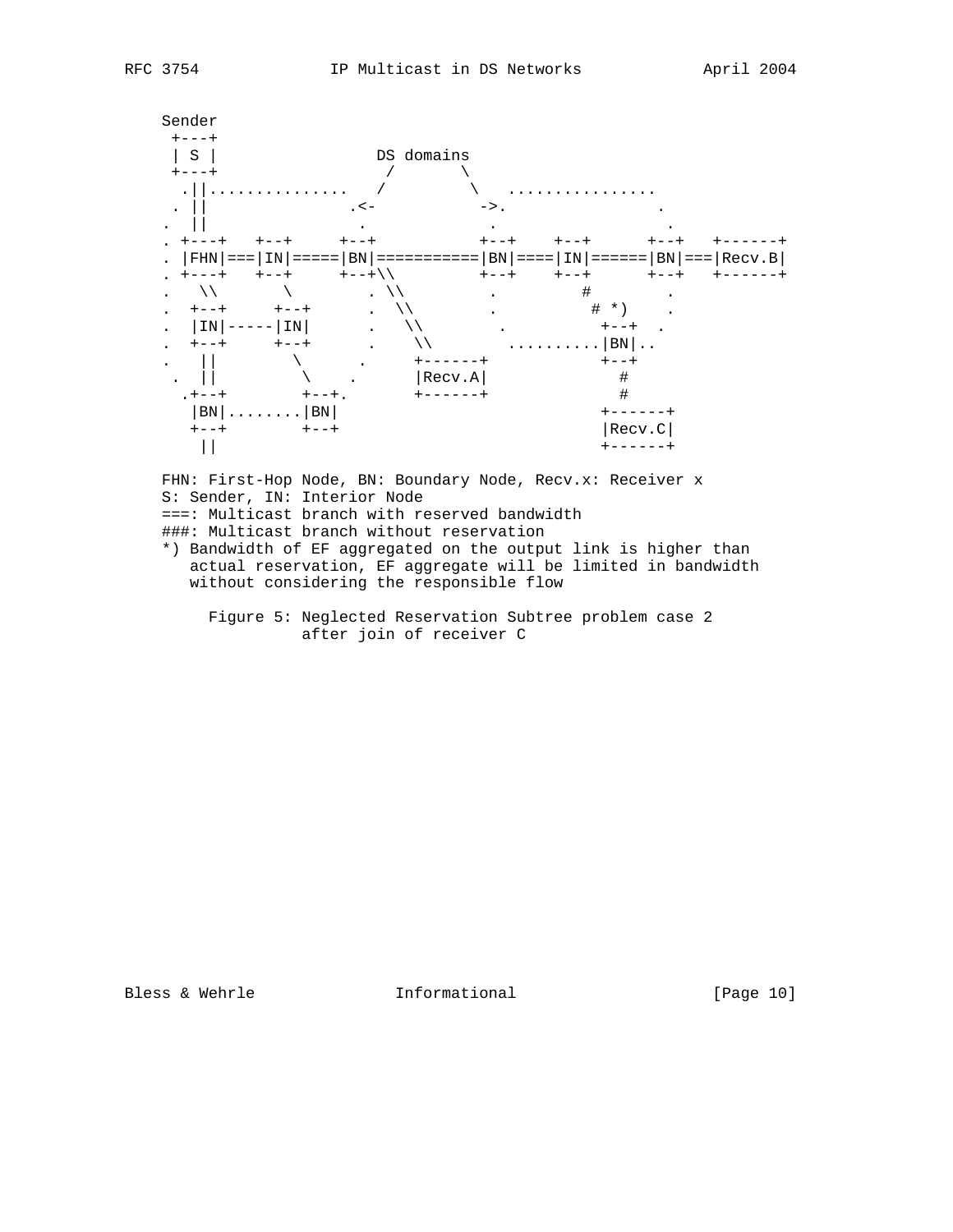```
    Sender
     +---+
     | S |                 DS domains
     +---+                  /       \
      .||..............   /         \   ................
     . ||               .<-           ->.               .
    .  ||               .             .                  .
    . +---+   +--+     +--+           +--+    +--+      +--+   +------+
    . |FHN|===|IN|=====|BN|===========|BN|====|IN|======|BN|===|Recv.B|
    . +---+   +--+     +--+\\         +--+    +--+      +--+   +------+
    .   \\       \        . \\          .         #          .
    .  +--+     +--+      .  \\         .          # *)     .
    .  |IN|-----|IN|      .   \\         .          +--+  .
    .  +--+     +--+      .    \\       ..........|BN|..
    .   ||        \      .     +------+           +--+
     .  ||         \    .      |Recv.A|             #
      .+--+        +--+.       +------+             #
       |BN|........|BN|                           +------+
       +--+        +--+                           |Recv.C|
        ||                                        +------+

    FHN: First-Hop Node, BN: Boundary Node, Recv.x: Receiver x
    S: Sender, IN: Interior Node
    ===: Multicast branch with reserved bandwidth
    ###: Multicast branch without reservation
    *) Bandwidth of EF aggregated on the output link is higher than
       actual reservation, EF aggregate will be limited in bandwidth
       without considering the responsible flow
```

Figure 5: Neglected Reservation Subtree problem case 2 after join of receiver C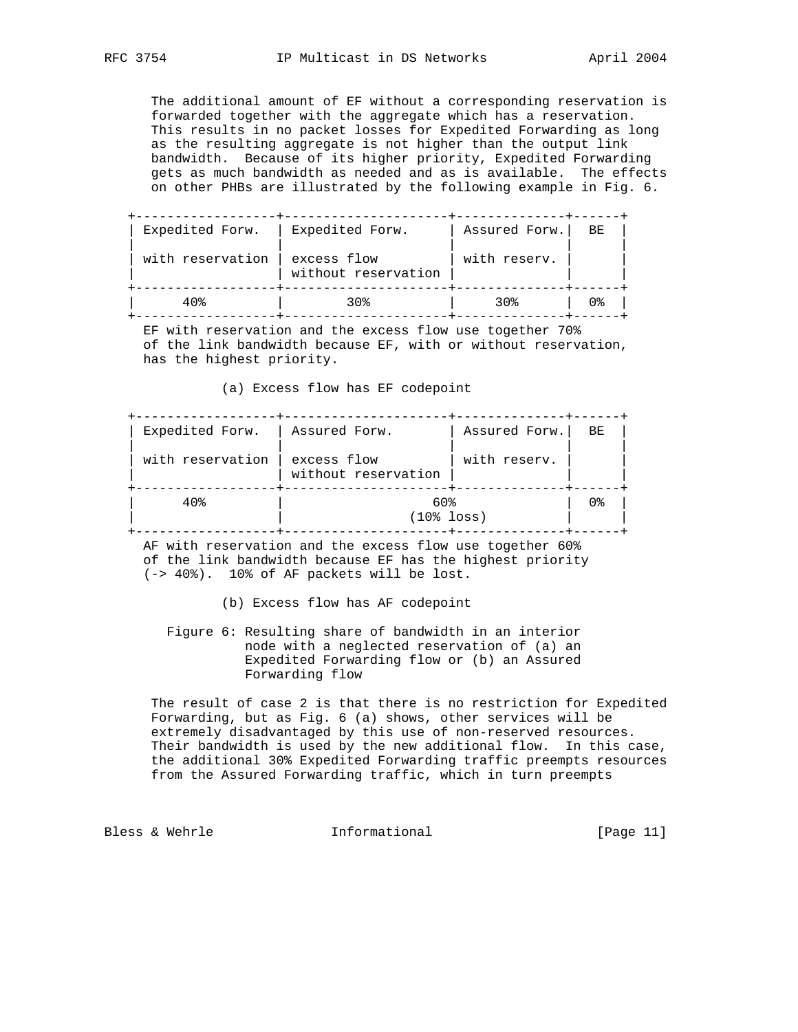The additional amount of EF without a corresponding reservation is forwarded together with the aggregate which has a reservation. This results in no packet losses for Expedited Forwarding as long as the resulting aggregate is not higher than the output link bandwidth. Because of its higher priority, Expedited Forwarding gets as much bandwidth as needed and as is available. The effects on other PHBs are illustrated by the following example in Fig. 6.

| Expedited Forw. with reservation | Expedited Forw. excess flow without reservation | Assured Forw. with reserv. | BE |
|---|---|---|---|
| 40% | 30% | 30% | 0% |

EF with reservation and the excess flow use together 70% of the link bandwidth because EF, with or without reservation, has the highest priority.

(a) Excess flow has EF codepoint

| Expedited Forw. with reservation | Assured Forw. excess flow without reservation | Assured Forw. with reserv. | BE |
|---|---|---|---|
| 40% | 60% (10% loss) | | 0% |

AF with reservation and the excess flow use together 60% of the link bandwidth because EF has the highest priority (-> 40%). 10% of AF packets will be lost.

(b) Excess flow has AF codepoint

Figure 6: Resulting share of bandwidth in an interior node with a neglected reservation of (a) an Expedited Forwarding flow or (b) an Assured Forwarding flow

The result of case 2 is that there is no restriction for Expedited Forwarding, but as Fig. 6 (a) shows, other services will be extremely disadvantaged by this use of non-reserved resources. Their bandwidth is used by the new additional flow. In this case, the additional 30% Expedited Forwarding traffic preempts resources from the Assured Forwarding traffic, which in turn preempts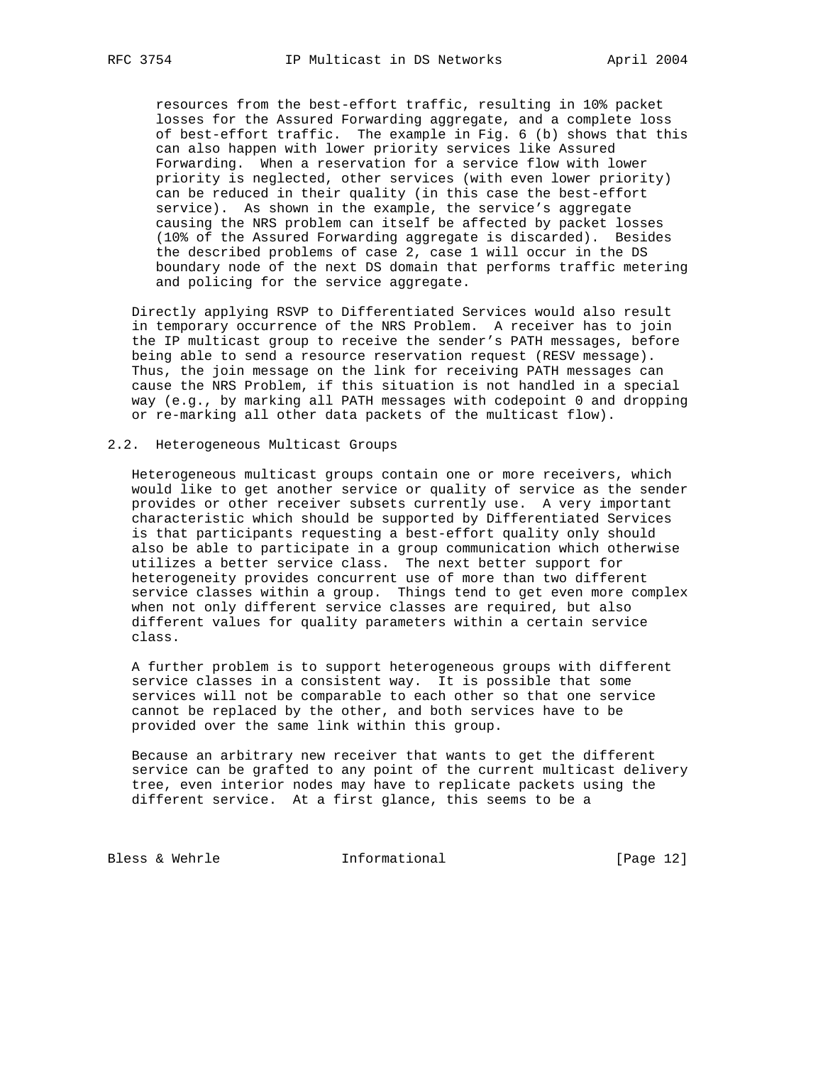resources from the best-effort traffic, resulting in 10% packet losses for the Assured Forwarding aggregate, and a complete loss of best-effort traffic. The example in Fig. 6 (b) shows that this can also happen with lower priority services like Assured Forwarding. When a reservation for a service flow with lower priority is neglected, other services (with even lower priority) can be reduced in their quality (in this case the best-effort service). As shown in the example, the service's aggregate causing the NRS problem can itself be affected by packet losses (10% of the Assured Forwarding aggregate is discarded). Besides the described problems of case 2, case 1 will occur in the DS boundary node of the next DS domain that performs traffic metering and policing for the service aggregate.

Directly applying RSVP to Differentiated Services would also result in temporary occurrence of the NRS Problem. A receiver has to join the IP multicast group to receive the sender's PATH messages, before being able to send a resource reservation request (RESV message). Thus, the join message on the link for receiving PATH messages can cause the NRS Problem, if this situation is not handled in a special way (e.g., by marking all PATH messages with codepoint 0 and dropping or re-marking all other data packets of the multicast flow).

## 2.2. Heterogeneous Multicast Groups

Heterogeneous multicast groups contain one or more receivers, which would like to get another service or quality of service as the sender provides or other receiver subsets currently use. A very important characteristic which should be supported by Differentiated Services is that participants requesting a best-effort quality only should also be able to participate in a group communication which otherwise utilizes a better service class. The next better support for heterogeneity provides concurrent use of more than two different service classes within a group. Things tend to get even more complex when not only different service classes are required, but also different values for quality parameters within a certain service class.

A further problem is to support heterogeneous groups with different service classes in a consistent way. It is possible that some services will not be comparable to each other so that one service cannot be replaced by the other, and both services have to be provided over the same link within this group.

Because an arbitrary new receiver that wants to get the different service can be grafted to any point of the current multicast delivery tree, even interior nodes may have to replicate packets using the different service. At a first glance, this seems to be a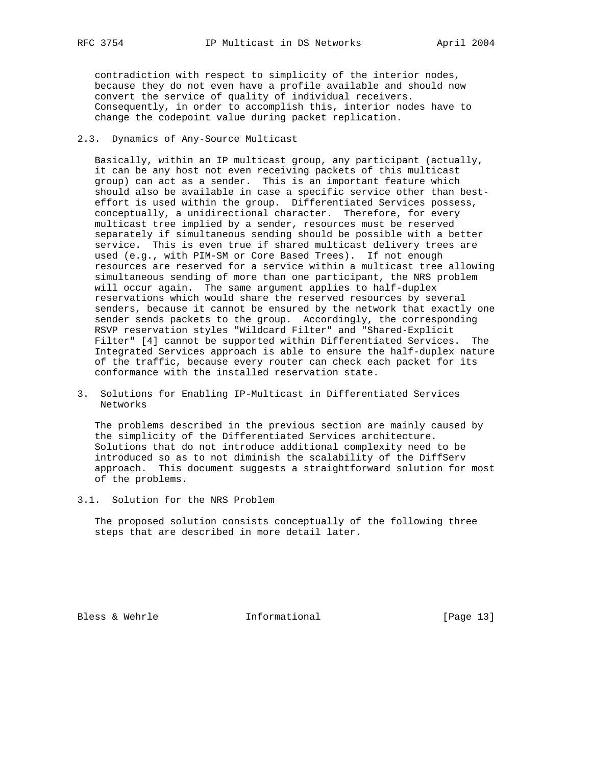contradiction with respect to simplicity of the interior nodes, because they do not even have a profile available and should now convert the service of quality of individual receivers. Consequently, in order to accomplish this, interior nodes have to change the codepoint value during packet replication.

### 2.3. Dynamics of Any-Source Multicast

Basically, within an IP multicast group, any participant (actually, it can be any host not even receiving packets of this multicast group) can act as a sender. This is an important feature which should also be available in case a specific service other than best-effort is used within the group. Differentiated Services possess, conceptually, a unidirectional character. Therefore, for every multicast tree implied by a sender, resources must be reserved separately if simultaneous sending should be possible with a better service. This is even true if shared multicast delivery trees are used (e.g., with PIM-SM or Core Based Trees). If not enough resources are reserved for a service within a multicast tree allowing simultaneous sending of more than one participant, the NRS problem will occur again. The same argument applies to half-duplex reservations which would share the reserved resources by several senders, because it cannot be ensured by the network that exactly one sender sends packets to the group. Accordingly, the corresponding RSVP reservation styles "Wildcard Filter" and "Shared-Explicit Filter" [4] cannot be supported within Differentiated Services. The Integrated Services approach is able to ensure the half-duplex nature of the traffic, because every router can check each packet for its conformance with the installed reservation state.

## 3. Solutions for Enabling IP-Multicast in Differentiated Services Networks

The problems described in the previous section are mainly caused by the simplicity of the Differentiated Services architecture. Solutions that do not introduce additional complexity need to be introduced so as to not diminish the scalability of the DiffServ approach. This document suggests a straightforward solution for most of the problems.

### 3.1. Solution for the NRS Problem

The proposed solution consists conceptually of the following three steps that are described in more detail later.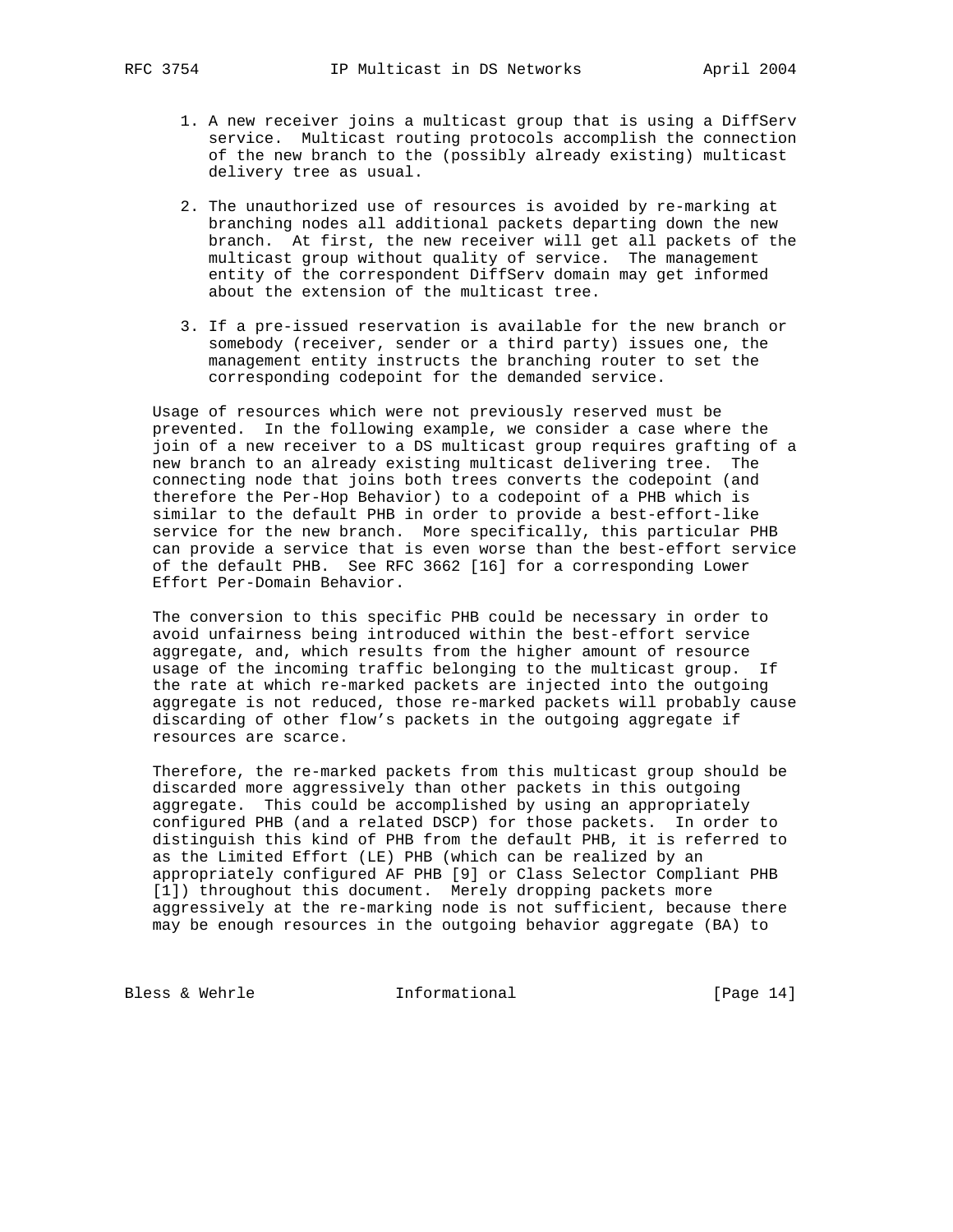1. A new receiver joins a multicast group that is using a DiffServ service. Multicast routing protocols accomplish the connection of the new branch to the (possibly already existing) multicast delivery tree as usual.

2. The unauthorized use of resources is avoided by re-marking at branching nodes all additional packets departing down the new branch. At first, the new receiver will get all packets of the multicast group without quality of service. The management entity of the correspondent DiffServ domain may get informed about the extension of the multicast tree.

3. If a pre-issued reservation is available for the new branch or somebody (receiver, sender or a third party) issues one, the management entity instructs the branching router to set the corresponding codepoint for the demanded service.

Usage of resources which were not previously reserved must be prevented. In the following example, we consider a case where the join of a new receiver to a DS multicast group requires grafting of a new branch to an already existing multicast delivering tree. The connecting node that joins both trees converts the codepoint (and therefore the Per-Hop Behavior) to a codepoint of a PHB which is similar to the default PHB in order to provide a best-effort-like service for the new branch. More specifically, this particular PHB can provide a service that is even worse than the best-effort service of the default PHB. See RFC 3662 [16] for a corresponding Lower Effort Per-Domain Behavior.

The conversion to this specific PHB could be necessary in order to avoid unfairness being introduced within the best-effort service aggregate, and, which results from the higher amount of resource usage of the incoming traffic belonging to the multicast group. If the rate at which re-marked packets are injected into the outgoing aggregate is not reduced, those re-marked packets will probably cause discarding of other flow's packets in the outgoing aggregate if resources are scarce.

Therefore, the re-marked packets from this multicast group should be discarded more aggressively than other packets in this outgoing aggregate. This could be accomplished by using an appropriately configured PHB (and a related DSCP) for those packets. In order to distinguish this kind of PHB from the default PHB, it is referred to as the Limited Effort (LE) PHB (which can be realized by an appropriately configured AF PHB [9] or Class Selector Compliant PHB [1]) throughout this document. Merely dropping packets more aggressively at the re-marking node is not sufficient, because there may be enough resources in the outgoing behavior aggregate (BA) to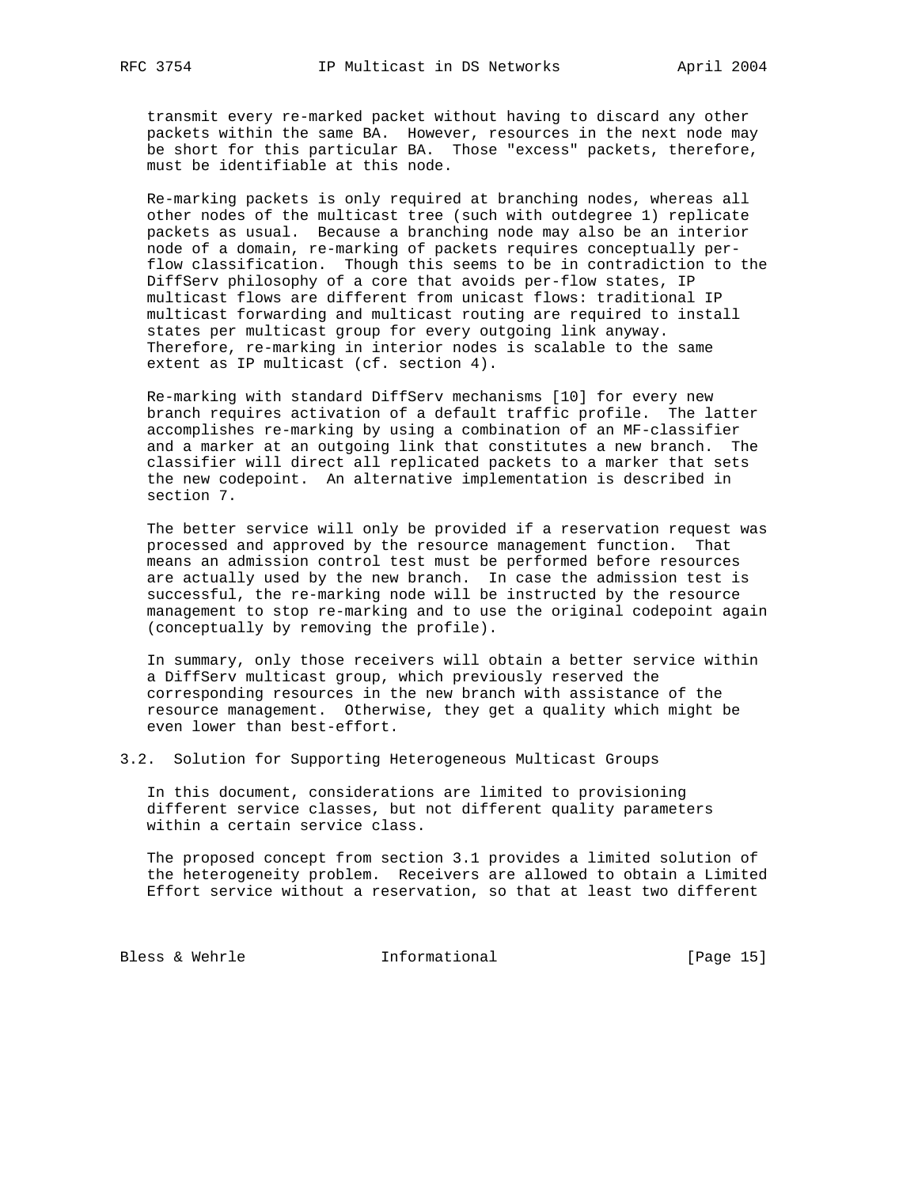transmit every re-marked packet without having to discard any other packets within the same BA. However, resources in the next node may be short for this particular BA. Those "excess" packets, therefore, must be identifiable at this node.

Re-marking packets is only required at branching nodes, whereas all other nodes of the multicast tree (such with outdegree 1) replicate packets as usual. Because a branching node may also be an interior node of a domain, re-marking of packets requires conceptually per-flow classification. Though this seems to be in contradiction to the DiffServ philosophy of a core that avoids per-flow states, IP multicast flows are different from unicast flows: traditional IP multicast forwarding and multicast routing are required to install states per multicast group for every outgoing link anyway. Therefore, re-marking in interior nodes is scalable to the same extent as IP multicast (cf. section 4).

Re-marking with standard DiffServ mechanisms [10] for every new branch requires activation of a default traffic profile. The latter accomplishes re-marking by using a combination of an MF-classifier and a marker at an outgoing link that constitutes a new branch. The classifier will direct all replicated packets to a marker that sets the new codepoint. An alternative implementation is described in section 7.

The better service will only be provided if a reservation request was processed and approved by the resource management function. That means an admission control test must be performed before resources are actually used by the new branch. In case the admission test is successful, the re-marking node will be instructed by the resource management to stop re-marking and to use the original codepoint again (conceptually by removing the profile).

In summary, only those receivers will obtain a better service within a DiffServ multicast group, which previously reserved the corresponding resources in the new branch with assistance of the resource management. Otherwise, they get a quality which might be even lower than best-effort.

## 3.2. Solution for Supporting Heterogeneous Multicast Groups

In this document, considerations are limited to provisioning different service classes, but not different quality parameters within a certain service class.

The proposed concept from section 3.1 provides a limited solution of the heterogeneity problem. Receivers are allowed to obtain a Limited Effort service without a reservation, so that at least two different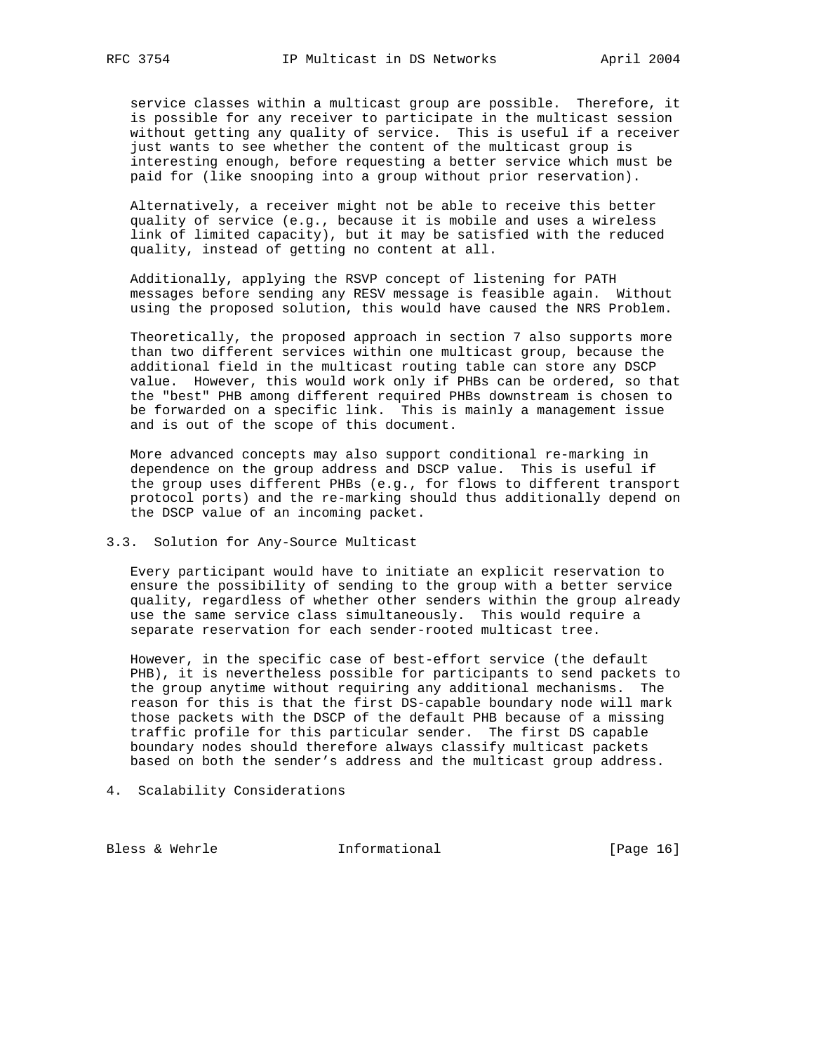service classes within a multicast group are possible. Therefore, it is possible for any receiver to participate in the multicast session without getting any quality of service. This is useful if a receiver just wants to see whether the content of the multicast group is interesting enough, before requesting a better service which must be paid for (like snooping into a group without prior reservation).

Alternatively, a receiver might not be able to receive this better quality of service (e.g., because it is mobile and uses a wireless link of limited capacity), but it may be satisfied with the reduced quality, instead of getting no content at all.

Additionally, applying the RSVP concept of listening for PATH messages before sending any RESV message is feasible again. Without using the proposed solution, this would have caused the NRS Problem.

Theoretically, the proposed approach in section 7 also supports more than two different services within one multicast group, because the additional field in the multicast routing table can store any DSCP value. However, this would work only if PHBs can be ordered, so that the "best" PHB among different required PHBs downstream is chosen to be forwarded on a specific link. This is mainly a management issue and is out of the scope of this document.

More advanced concepts may also support conditional re-marking in dependence on the group address and DSCP value. This is useful if the group uses different PHBs (e.g., for flows to different transport protocol ports) and the re-marking should thus additionally depend on the DSCP value of an incoming packet.

### 3.3. Solution for Any-Source Multicast

Every participant would have to initiate an explicit reservation to ensure the possibility of sending to the group with a better service quality, regardless of whether other senders within the group already use the same service class simultaneously. This would require a separate reservation for each sender-rooted multicast tree.

However, in the specific case of best-effort service (the default PHB), it is nevertheless possible for participants to send packets to the group anytime without requiring any additional mechanisms. The reason for this is that the first DS-capable boundary node will mark those packets with the DSCP of the default PHB because of a missing traffic profile for this particular sender. The first DS capable boundary nodes should therefore always classify multicast packets based on both the sender's address and the multicast group address.

## 4. Scalability Considerations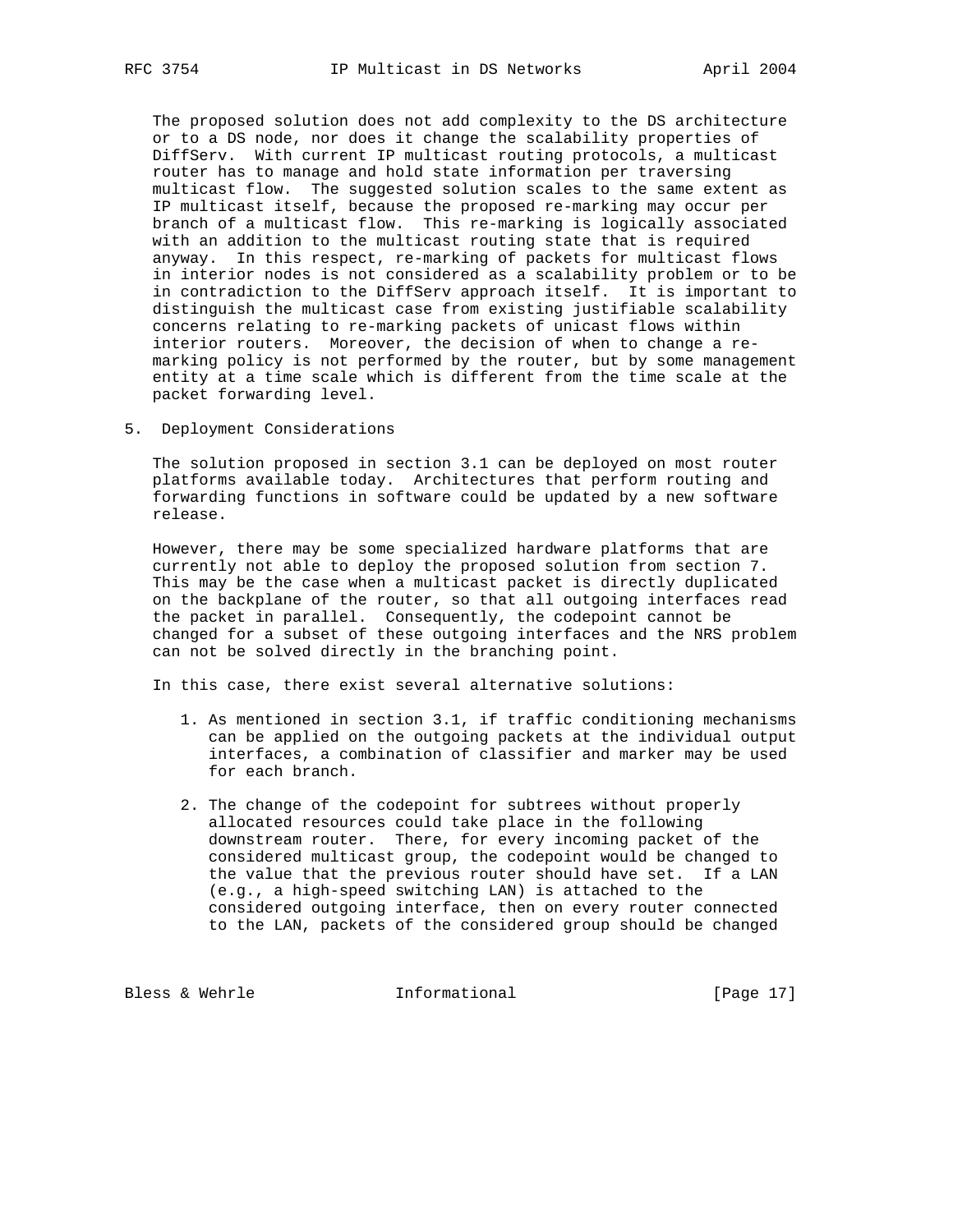The proposed solution does not add complexity to the DS architecture or to a DS node, nor does it change the scalability properties of DiffServ. With current IP multicast routing protocols, a multicast router has to manage and hold state information per traversing multicast flow. The suggested solution scales to the same extent as IP multicast itself, because the proposed re-marking may occur per branch of a multicast flow. This re-marking is logically associated with an addition to the multicast routing state that is required anyway. In this respect, re-marking of packets for multicast flows in interior nodes is not considered as a scalability problem or to be in contradiction to the DiffServ approach itself. It is important to distinguish the multicast case from existing justifiable scalability concerns relating to re-marking packets of unicast flows within interior routers. Moreover, the decision of when to change a re-marking policy is not performed by the router, but by some management entity at a time scale which is different from the time scale at the packet forwarding level.

## 5. Deployment Considerations

The solution proposed in section 3.1 can be deployed on most router platforms available today. Architectures that perform routing and forwarding functions in software could be updated by a new software release.

However, there may be some specialized hardware platforms that are currently not able to deploy the proposed solution from section 7. This may be the case when a multicast packet is directly duplicated on the backplane of the router, so that all outgoing interfaces read the packet in parallel. Consequently, the codepoint cannot be changed for a subset of these outgoing interfaces and the NRS problem can not be solved directly in the branching point.

In this case, there exist several alternative solutions:

1. As mentioned in section 3.1, if traffic conditioning mechanisms can be applied on the outgoing packets at the individual output interfaces, a combination of classifier and marker may be used for each branch.

2. The change of the codepoint for subtrees without properly allocated resources could take place in the following downstream router. There, for every incoming packet of the considered multicast group, the codepoint would be changed to the value that the previous router should have set. If a LAN (e.g., a high-speed switching LAN) is attached to the considered outgoing interface, then on every router connected to the LAN, packets of the considered group should be changed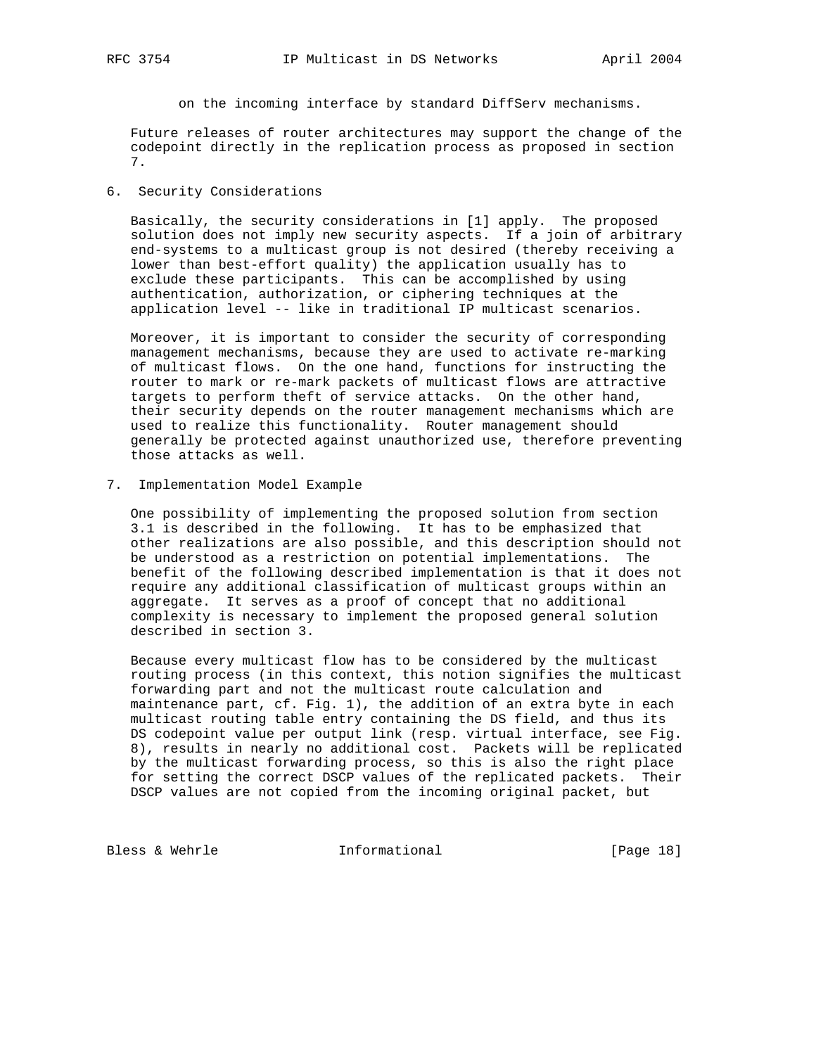on the incoming interface by standard DiffServ mechanisms.

Future releases of router architectures may support the change of the codepoint directly in the replication process as proposed in section 7.

## 6. Security Considerations

Basically, the security considerations in [1] apply. The proposed solution does not imply new security aspects. If a join of arbitrary end-systems to a multicast group is not desired (thereby receiving a lower than best-effort quality) the application usually has to exclude these participants. This can be accomplished by using authentication, authorization, or ciphering techniques at the application level -- like in traditional IP multicast scenarios.

Moreover, it is important to consider the security of corresponding management mechanisms, because they are used to activate re-marking of multicast flows. On the one hand, functions for instructing the router to mark or re-mark packets of multicast flows are attractive targets to perform theft of service attacks. On the other hand, their security depends on the router management mechanisms which are used to realize this functionality. Router management should generally be protected against unauthorized use, therefore preventing those attacks as well.

## 7. Implementation Model Example

One possibility of implementing the proposed solution from section 3.1 is described in the following. It has to be emphasized that other realizations are also possible, and this description should not be understood as a restriction on potential implementations. The benefit of the following described implementation is that it does not require any additional classification of multicast groups within an aggregate. It serves as a proof of concept that no additional complexity is necessary to implement the proposed general solution described in section 3.

Because every multicast flow has to be considered by the multicast routing process (in this context, this notion signifies the multicast forwarding part and not the multicast route calculation and maintenance part, cf. Fig. 1), the addition of an extra byte in each multicast routing table entry containing the DS field, and thus its DS codepoint value per output link (resp. virtual interface, see Fig. 8), results in nearly no additional cost. Packets will be replicated by the multicast forwarding process, so this is also the right place for setting the correct DSCP values of the replicated packets. Their DSCP values are not copied from the incoming original packet, but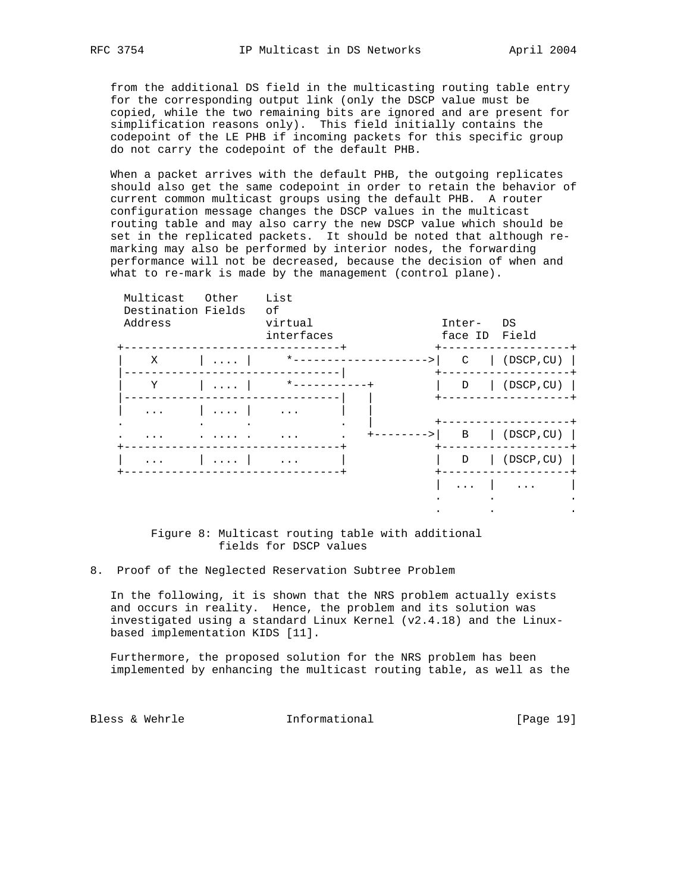from the additional DS field in the multicasting routing table entry for the corresponding output link (only the DSCP value must be copied, while the two remaining bits are ignored and are present for simplification reasons only). This field initially contains the codepoint of the LE PHB if incoming packets for this specific group do not carry the codepoint of the default PHB.

When a packet arrives with the default PHB, the outgoing replicates should also get the same codepoint in order to retain the behavior of current common multicast groups using the default PHB. A router configuration message changes the DSCP values in the multicast routing table and may also carry the new DSCP value which should be set in the replicated packets. It should be noted that although re-marking may also be performed by interior nodes, the forwarding performance will not be decreased, because the decision of when and what to re-mark is made by the management (control plane).

```
  Multicast   Other    List
  Destination Fields   of
  Address              virtual                   Inter-   DS
                       interfaces                face ID  Field
 +--------------------------------+             +--------------------+
 |    X      | .... |     *-------------------->|   C    | (DSCP,CU) |
 |--------------------------------|             +--------------------+
 |    Y      | .... |     *-----------+         |   D    | (DSCP,CU) |
 |--------------------------------|   |         +--------------------+
 |   ...     | .... |    ...      |   |
 .           .      .             .   |         +--------------------+
 .   ...     . .... .    ...      .   +-------->|   B    | (DSCP,CU) |
 +--------------------------------+             +--------------------+
 |   ...     | .... |    ...      |             |   D    | (DSCP,CU) |
 +--------------------------------+             +--------------------+
                                                |  ...   |   ...     |
                                                .        .           .
                                                .        .           .
```

Figure 8: Multicast routing table with additional fields for DSCP values

## 8. Proof of the Neglected Reservation Subtree Problem

In the following, it is shown that the NRS problem actually exists and occurs in reality. Hence, the problem and its solution was investigated using a standard Linux Kernel (v2.4.18) and the Linux-based implementation KIDS [11].

Furthermore, the proposed solution for the NRS problem has been implemented by enhancing the multicast routing table, as well as the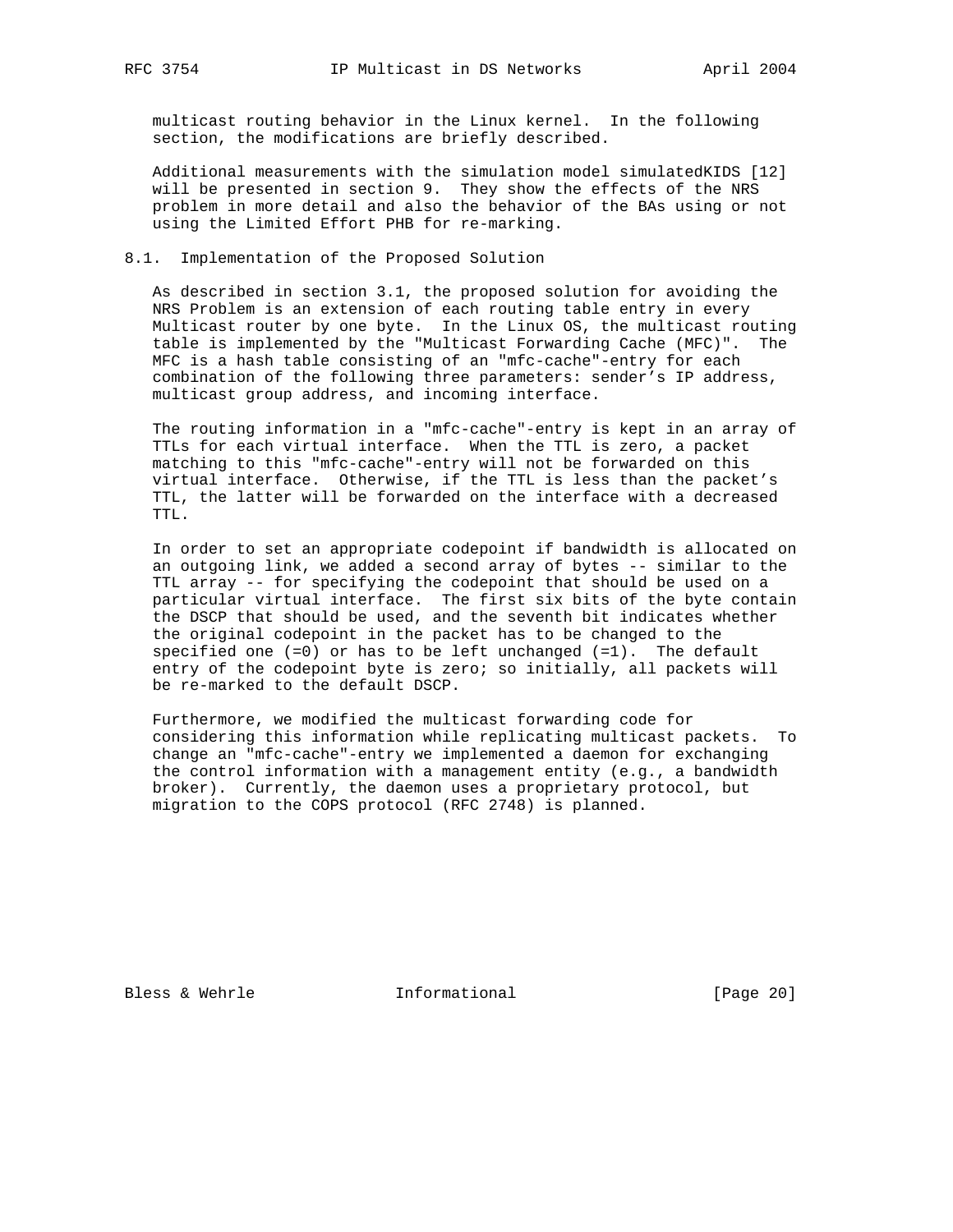multicast routing behavior in the Linux kernel. In the following section, the modifications are briefly described.

Additional measurements with the simulation model simulatedKIDS [12] will be presented in section 9. They show the effects of the NRS problem in more detail and also the behavior of the BAs using or not using the Limited Effort PHB for re-marking.

### 8.1. Implementation of the Proposed Solution

As described in section 3.1, the proposed solution for avoiding the NRS Problem is an extension of each routing table entry in every Multicast router by one byte. In the Linux OS, the multicast routing table is implemented by the "Multicast Forwarding Cache (MFC)". The MFC is a hash table consisting of an "mfc-cache"-entry for each combination of the following three parameters: sender's IP address, multicast group address, and incoming interface.

The routing information in a "mfc-cache"-entry is kept in an array of TTLs for each virtual interface. When the TTL is zero, a packet matching to this "mfc-cache"-entry will not be forwarded on this virtual interface. Otherwise, if the TTL is less than the packet's TTL, the latter will be forwarded on the interface with a decreased TTL.

In order to set an appropriate codepoint if bandwidth is allocated on an outgoing link, we added a second array of bytes -- similar to the TTL array -- for specifying the codepoint that should be used on a particular virtual interface. The first six bits of the byte contain the DSCP that should be used, and the seventh bit indicates whether the original codepoint in the packet has to be changed to the specified one (=0) or has to be left unchanged (=1). The default entry of the codepoint byte is zero; so initially, all packets will be re-marked to the default DSCP.

Furthermore, we modified the multicast forwarding code for considering this information while replicating multicast packets. To change an "mfc-cache"-entry we implemented a daemon for exchanging the control information with a management entity (e.g., a bandwidth broker). Currently, the daemon uses a proprietary protocol, but migration to the COPS protocol (RFC 2748) is planned.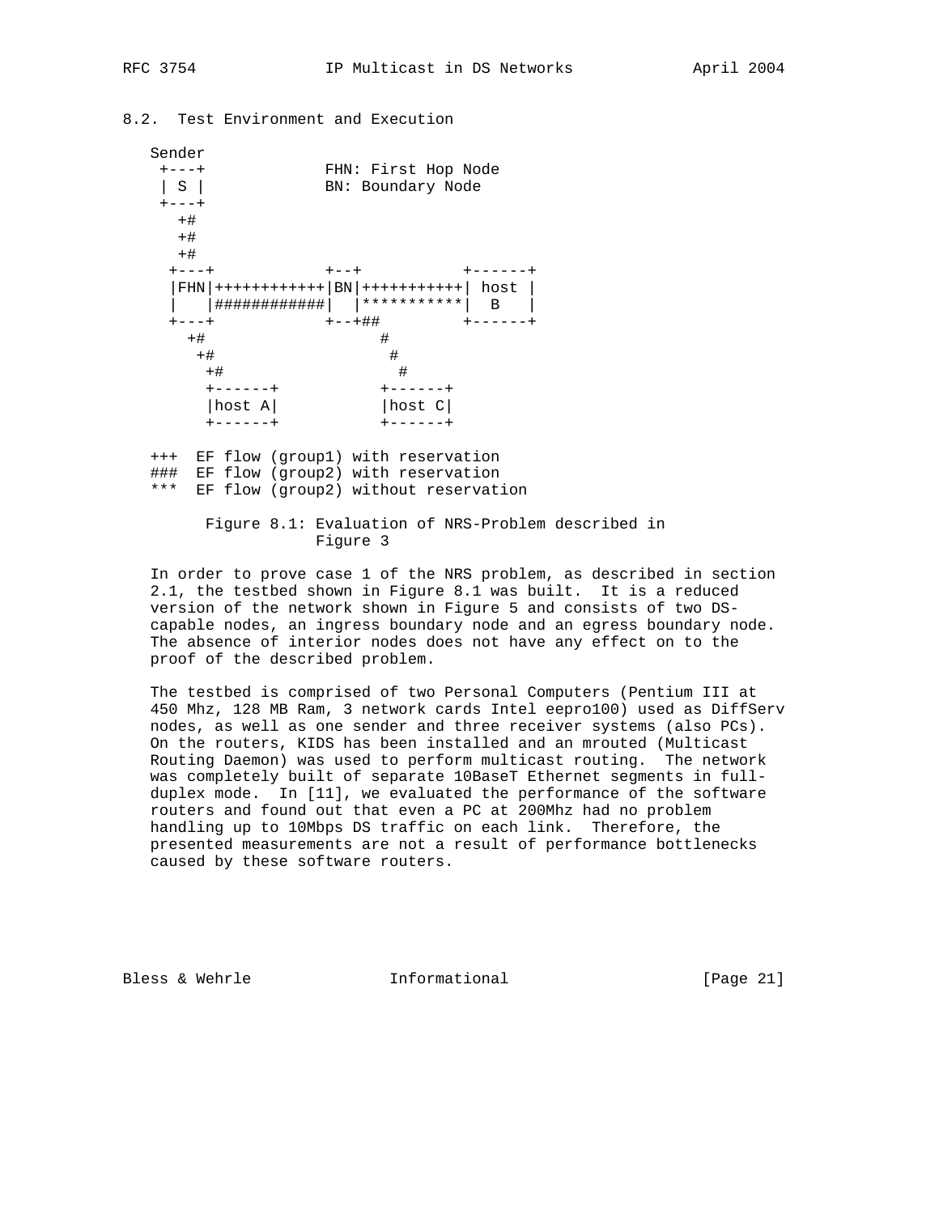## 8.2. Test Environment and Execution

```
   Sender
    +---+             FHN: First Hop Node
    | S |             BN: Boundary Node
    +---+
      +#
      +#
      +#
     +---+            +--+           +------+
     |FHN|++++++++++++|BN|+++++++++++| host |
     |   |############|  |***********|  B   |
     +---+            +--+##         +------+
       +#                  #
        +#                  #
         +#                  #
         +------+           +------+
         |host A|           |host C|
         +------+           +------+

   +++  EF flow (group1) with reservation
   ###  EF flow (group2) with reservation
   ***  EF flow (group2) without reservation
```

Figure 8.1: Evaluation of NRS-Problem described in Figure 3

In order to prove case 1 of the NRS problem, as described in section 2.1, the testbed shown in Figure 8.1 was built. It is a reduced version of the network shown in Figure 5 and consists of two DS-capable nodes, an ingress boundary node and an egress boundary node. The absence of interior nodes does not have any effect on to the proof of the described problem.

The testbed is comprised of two Personal Computers (Pentium III at 450 Mhz, 128 MB Ram, 3 network cards Intel eepro100) used as DiffServ nodes, as well as one sender and three receiver systems (also PCs). On the routers, KIDS has been installed and an mrouted (Multicast Routing Daemon) was used to perform multicast routing. The network was completely built of separate 10BaseT Ethernet segments in full-duplex mode. In [11], we evaluated the performance of the software routers and found out that even a PC at 200Mhz had no problem handling up to 10Mbps DS traffic on each link. Therefore, the presented measurements are not a result of performance bottlenecks caused by these software routers.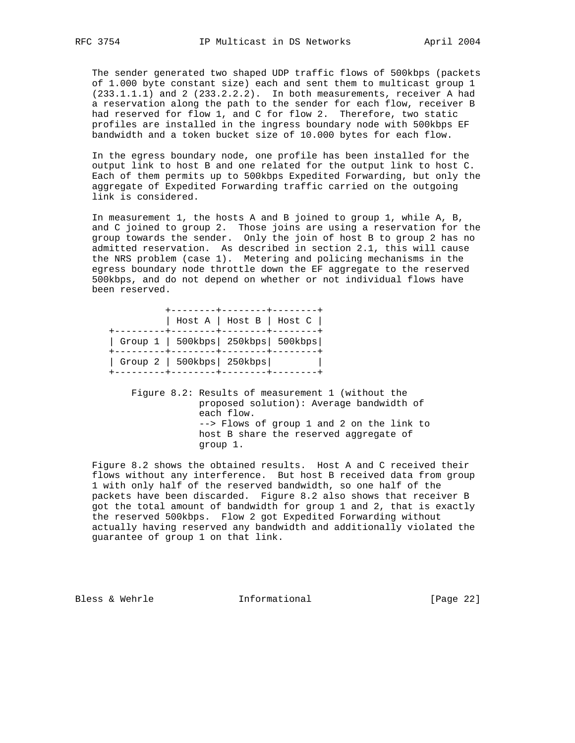The sender generated two shaped UDP traffic flows of 500kbps (packets of 1.000 byte constant size) each and sent them to multicast group 1 (233.1.1.1) and 2 (233.2.2.2). In both measurements, receiver A had a reservation along the path to the sender for each flow, receiver B had reserved for flow 1, and C for flow 2. Therefore, two static profiles are installed in the ingress boundary node with 500kbps EF bandwidth and a token bucket size of 10.000 bytes for each flow.

In the egress boundary node, one profile has been installed for the output link to host B and one related for the output link to host C. Each of them permits up to 500kbps Expedited Forwarding, but only the aggregate of Expedited Forwarding traffic carried on the outgoing link is considered.

In measurement 1, the hosts A and B joined to group 1, while A, B, and C joined to group 2. Those joins are using a reservation for the group towards the sender. Only the join of host B to group 2 has no admitted reservation. As described in section 2.1, this will cause the NRS problem (case 1). Metering and policing mechanisms in the egress boundary node throttle down the EF aggregate to the reserved 500kbps, and do not depend on whether or not individual flows have been reserved.

| | Host A | Host B | Host C |
|---|---|---|---|
| Group 1 | 500kbps | 250kbps | 500kbps |
| Group 2 | 500kbps | 250kbps | |

Figure 8.2: Results of measurement 1 (without the proposed solution): Average bandwidth of each flow.
--> Flows of group 1 and 2 on the link to host B share the reserved aggregate of group 1.

Figure 8.2 shows the obtained results. Host A and C received their flows without any interference. But host B received data from group 1 with only half of the reserved bandwidth, so one half of the packets have been discarded. Figure 8.2 also shows that receiver B got the total amount of bandwidth for group 1 and 2, that is exactly the reserved 500kbps. Flow 2 got Expedited Forwarding without actually having reserved any bandwidth and additionally violated the guarantee of group 1 on that link.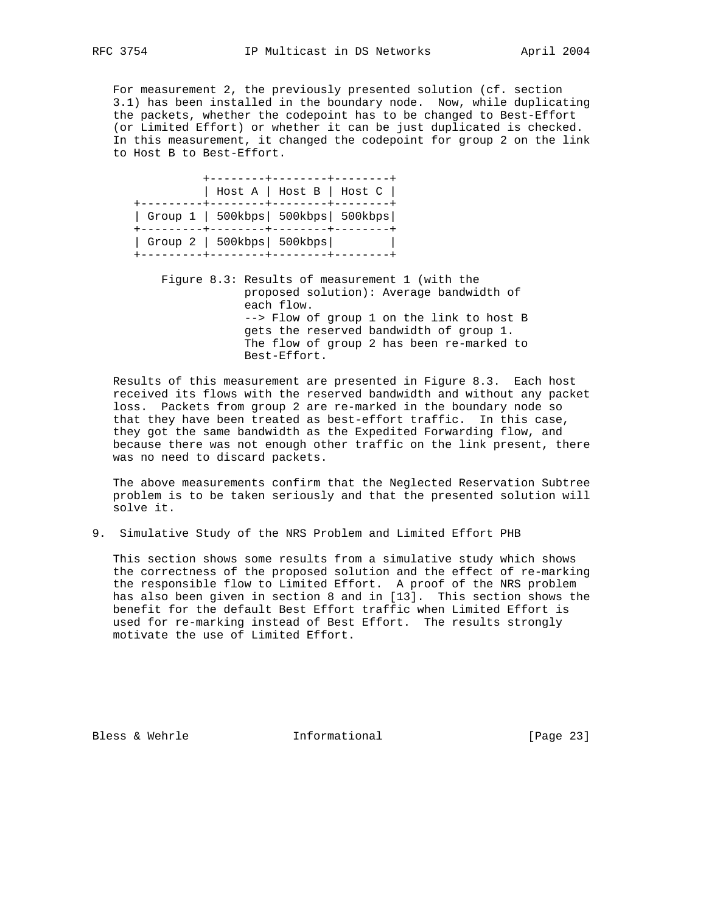For measurement 2, the previously presented solution (cf. section 3.1) has been installed in the boundary node. Now, while duplicating the packets, whether the codepoint has to be changed to Best-Effort (or Limited Effort) or whether it can be just duplicated is checked. In this measurement, it changed the codepoint for group 2 on the link to Host B to Best-Effort.

| | Host A | Host B | Host C |
|---|---|---|---|
| Group 1 | 500kbps | 500kbps | 500kbps |
| Group 2 | 500kbps | 500kbps | |

Figure 8.3: Results of measurement 1 (with the proposed solution): Average bandwidth of each flow.
--> Flow of group 1 on the link to host B gets the reserved bandwidth of group 1. The flow of group 2 has been re-marked to Best-Effort.

Results of this measurement are presented in Figure 8.3. Each host received its flows with the reserved bandwidth and without any packet loss. Packets from group 2 are re-marked in the boundary node so that they have been treated as best-effort traffic. In this case, they got the same bandwidth as the Expedited Forwarding flow, and because there was not enough other traffic on the link present, there was no need to discard packets.

The above measurements confirm that the Neglected Reservation Subtree problem is to be taken seriously and that the presented solution will solve it.

## 9. Simulative Study of the NRS Problem and Limited Effort PHB

This section shows some results from a simulative study which shows the correctness of the proposed solution and the effect of re-marking the responsible flow to Limited Effort. A proof of the NRS problem has also been given in section 8 and in [13]. This section shows the benefit for the default Best Effort traffic when Limited Effort is used for re-marking instead of Best Effort. The results strongly motivate the use of Limited Effort.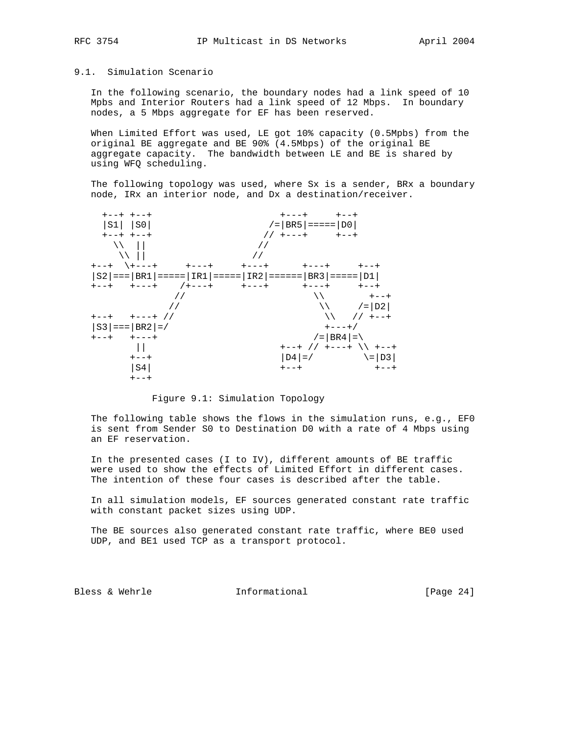## 9.1. Simulation Scenario

In the following scenario, the boundary nodes had a link speed of 10 Mpbs and Interior Routers had a link speed of 12 Mbps. In boundary nodes, a 5 Mbps aggregate for EF has been reserved.

When Limited Effort was used, LE got 10% capacity (0.5Mpbs) from the original BE aggregate and BE 90% (4.5Mbps) of the original BE aggregate capacity. The bandwidth between LE and BE is shared by using WFQ scheduling.

The following topology was used, where Sx is a sender, BRx a boundary node, IRx an interior node, and Dx a destination/receiver.

```
  +--+ +--+                        +---+     +--+
  |S1| |S0|                      /=|BR5|=====|D0|
  +--+ +--+                     // +---+     +--+
    \\  ||                     //
     \\ ||                    //
+--+  \+---+     +---+     +---+      +---+     +--+
|S2|===|BR1|=====|IR1|=====|IR2|======|BR3|=====|D1|
+--+   +---+    /+---+     +---+      +---+     +--+
               //                       \\        +--+
              //                         \\     /=|D2|
+--+   +---+ //                           \\   // +--+
|S3|===|BR2|=/                             +---+/
+--+   +---+                             /=|BR4|=\
        ||                         +--+ // +---+ \\ +--+
       +--+                        |D4|=/         \=|D3|
       |S4|                        +--+            +--+
       +--+
```

Figure 9.1: Simulation Topology

The following table shows the flows in the simulation runs, e.g., EF0 is sent from Sender S0 to Destination D0 with a rate of 4 Mbps using an EF reservation.

In the presented cases (I to IV), different amounts of BE traffic were used to show the effects of Limited Effort in different cases. The intention of these four cases is described after the table.

In all simulation models, EF sources generated constant rate traffic with constant packet sizes using UDP.

The BE sources also generated constant rate traffic, where BE0 used UDP, and BE1 used TCP as a transport protocol.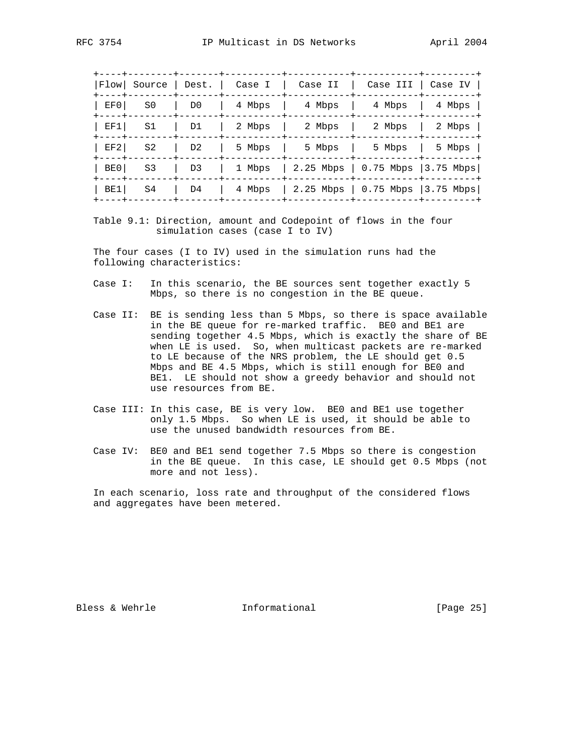| Flow | Source | Dest. | Case I | Case II | Case III | Case IV |
| --- | --- | --- | --- | --- | --- | --- |
| EF0 | S0 | D0 | 4 Mbps | 4 Mbps | 4 Mbps | 4 Mbps |
| EF1 | S1 | D1 | 2 Mbps | 2 Mbps | 2 Mbps | 2 Mbps |
| EF2 | S2 | D2 | 5 Mbps | 5 Mbps | 5 Mbps | 5 Mbps |
| BE0 | S3 | D3 | 1 Mbps | 2.25 Mbps | 0.75 Mbps | 3.75 Mbps |
| BE1 | S4 | D4 | 4 Mbps | 2.25 Mbps | 0.75 Mbps | 3.75 Mbps |

Table 9.1: Direction, amount and Codepoint of flows in the four simulation cases (case I to IV)

The four cases (I to IV) used in the simulation runs had the following characteristics:

Case I: In this scenario, the BE sources sent together exactly 5 Mbps, so there is no congestion in the BE queue.

Case II: BE is sending less than 5 Mbps, so there is space available in the BE queue for re-marked traffic. BE0 and BE1 are sending together 4.5 Mbps, which is exactly the share of BE when LE is used. So, when multicast packets are re-marked to LE because of the NRS problem, the LE should get 0.5 Mbps and BE 4.5 Mbps, which is still enough for BE0 and BE1. LE should not show a greedy behavior and should not use resources from BE.

Case III: In this case, BE is very low. BE0 and BE1 use together only 1.5 Mbps. So when LE is used, it should be able to use the unused bandwidth resources from BE.

Case IV: BE0 and BE1 send together 7.5 Mbps so there is congestion in the BE queue. In this case, LE should get 0.5 Mbps (not more and not less).

In each scenario, loss rate and throughput of the considered flows and aggregates have been metered.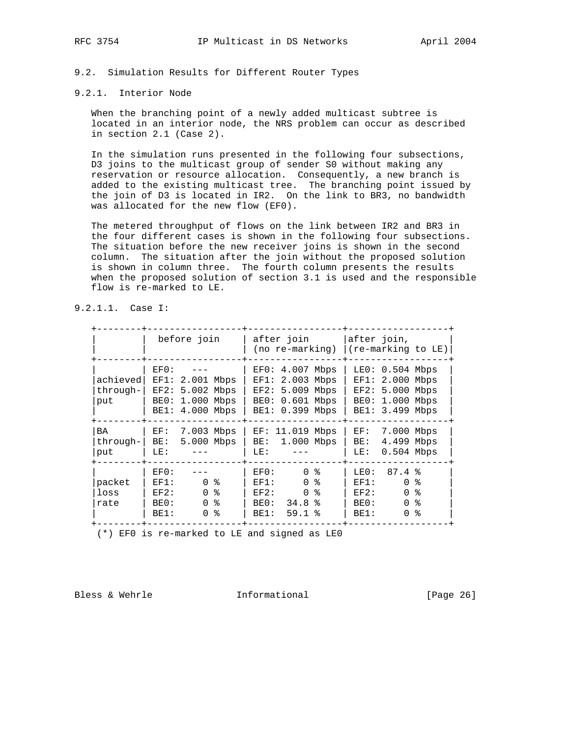### 9.2. Simulation Results for Different Router Types

#### 9.2.1. Interior Node

When the branching point of a newly added multicast subtree is located in an interior node, the NRS problem can occur as described in section 2.1 (Case 2).

In the simulation runs presented in the following four subsections, D3 joins to the multicast group of sender S0 without making any reservation or resource allocation. Consequently, a new branch is added to the existing multicast tree. The branching point issued by the join of D3 is located in IR2. On the link to BR3, no bandwidth was allocated for the new flow (EF0).

The metered throughput of flows on the link between IR2 and BR3 in the four different cases is shown in the following four subsections. The situation before the new receiver joins is shown in the second column. The situation after the join without the proposed solution is shown in column three. The fourth column presents the results when the proposed solution of section 3.1 is used and the responsible flow is re-marked to LE.

##### 9.2.1.1. Case I:

| | before join | after join (no re-marking) | after join, (re-marking to LE) |
|---|---|---|---|
| achieved throughput | EF0: --- | EF0: 4.007 Mbps | LE0: 0.504 Mbps |
| | EF1: 2.001 Mbps | EF1: 2.003 Mbps | EF1: 2.000 Mbps |
| | EF2: 5.002 Mbps | EF2: 5.009 Mbps | EF2: 5.000 Mbps |
| | BE0: 1.000 Mbps | BE0: 0.601 Mbps | BE0: 1.000 Mbps |
| | BE1: 4.000 Mbps | BE1: 0.399 Mbps | BE1: 3.499 Mbps |
| BA throughput | EF: 7.003 Mbps | EF: 11.019 Mbps | EF: 7.000 Mbps |
| | BE: 5.000 Mbps | BE: 1.000 Mbps | BE: 4.499 Mbps |
| | LE: --- | LE: --- | LE: 0.504 Mbps |
| packet loss rate | EF0: --- | EF0: 0 % | LE0: 87.4 % |
| | EF1: 0 % | EF1: 0 % | EF1: 0 % |
| | EF2: 0 % | EF2: 0 % | EF2: 0 % |
| | BE0: 0 % | BE0: 34.8 % | BE0: 0 % |
| | BE1: 0 % | BE1: 59.1 % | BE1: 0 % |

(*) EF0 is re-marked to LE and signed as LE0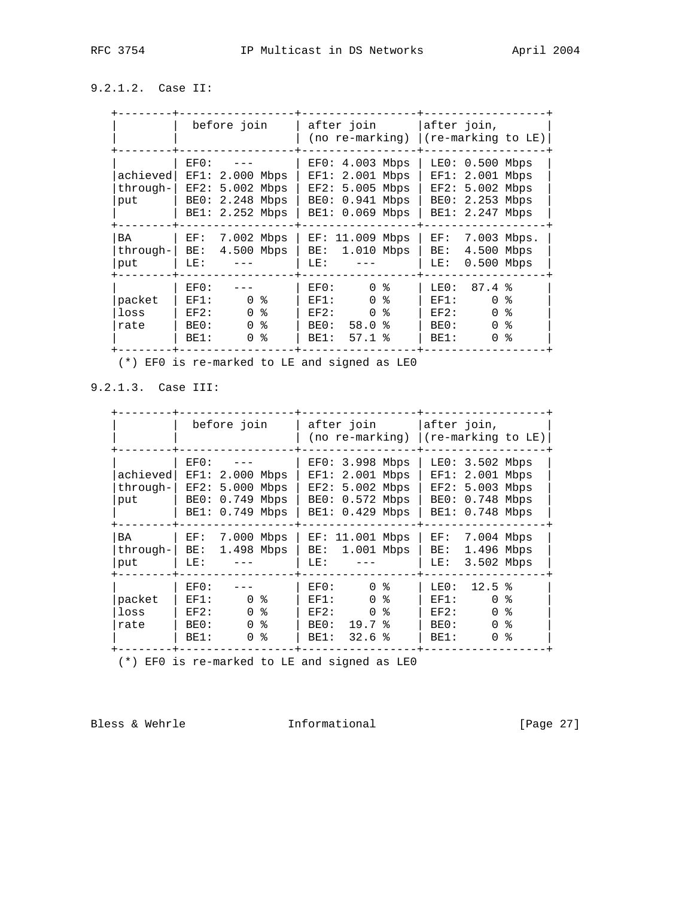### 9.2.1.2. Case II:

| | before join | after join (no re-marking) | after join, (re-marking to LE) |
|---|---|---|---|
| achieved through-put | EF0: --- <br> EF1: 2.000 Mbps <br> EF2: 5.002 Mbps <br> BE0: 2.248 Mbps <br> BE1: 2.252 Mbps | EF0: 4.003 Mbps <br> EF1: 2.001 Mbps <br> EF2: 5.005 Mbps <br> BE0: 0.941 Mbps <br> BE1: 0.069 Mbps | LE0: 0.500 Mbps <br> EF1: 2.001 Mbps <br> EF2: 5.002 Mbps <br> BE0: 2.253 Mbps <br> BE1: 2.247 Mbps |
| BA through-put | EF: 7.002 Mbps <br> BE: 4.500 Mbps <br> LE: --- | EF: 11.009 Mbps <br> BE: 1.010 Mbps <br> LE: --- | EF: 7.003 Mbps. <br> BE: 4.500 Mbps <br> LE: 0.500 Mbps |
| packet loss rate | EF0: --- <br> EF1: 0 % <br> EF2: 0 % <br> BE0: 0 % <br> BE1: 0 % | EF0: 0 % <br> EF1: 0 % <br> EF2: 0 % <br> BE0: 58.0 % <br> BE1: 57.1 % | LE0: 87.4 % <br> EF1: 0 % <br> EF2: 0 % <br> BE0: 0 % <br> BE1: 0 % |

(*) EF0 is re-marked to LE and signed as LE0

### 9.2.1.3. Case III:

| | before join | after join (no re-marking) | after join, (re-marking to LE) |
|---|---|---|---|
| achieved through-put | EF0: --- <br> EF1: 2.000 Mbps <br> EF2: 5.000 Mbps <br> BE0: 0.749 Mbps <br> BE1: 0.749 Mbps | EF0: 3.998 Mbps <br> EF1: 2.001 Mbps <br> EF2: 5.002 Mbps <br> BE0: 0.572 Mbps <br> BE1: 0.429 Mbps | LE0: 3.502 Mbps <br> EF1: 2.001 Mbps <br> EF2: 5.003 Mbps <br> BE0: 0.748 Mbps <br> BE1: 0.748 Mbps |
| BA through-put | EF: 7.000 Mbps <br> BE: 1.498 Mbps <br> LE: --- | EF: 11.001 Mbps <br> BE: 1.001 Mbps <br> LE: --- | EF: 7.004 Mbps <br> BE: 1.496 Mbps <br> LE: 3.502 Mbps |
| packet loss rate | EF0: --- <br> EF1: 0 % <br> EF2: 0 % <br> BE0: 0 % <br> BE1: 0 % | EF0: 0 % <br> EF1: 0 % <br> EF2: 0 % <br> BE0: 19.7 % <br> BE1: 32.6 % | LE0: 12.5 % <br> EF1: 0 % <br> EF2: 0 % <br> BE0: 0 % <br> BE1: 0 % |

(*) EF0 is re-marked to LE and signed as LE0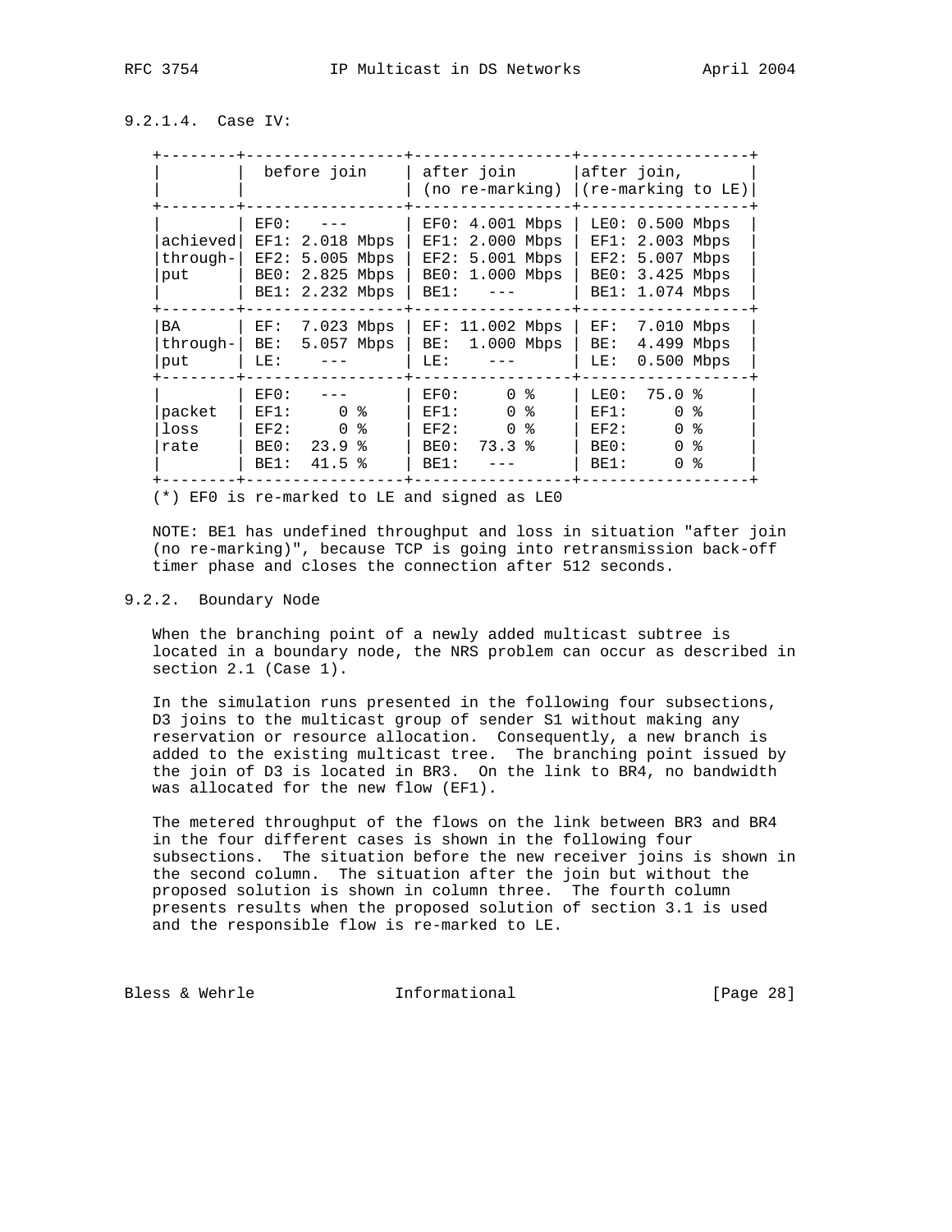#### 9.2.1.4. Case IV:

| | before join | after join (no re-marking) | after join, (re-marking to LE) |
|---|---|---|---|
| achieved through-put | EF0: --- <br> EF1: 2.018 Mbps <br> EF2: 5.005 Mbps <br> BE0: 2.825 Mbps <br> BE1: 2.232 Mbps | EF0: 4.001 Mbps <br> EF1: 2.000 Mbps <br> EF2: 5.001 Mbps <br> BE0: 1.000 Mbps <br> BE1: --- | LE0: 0.500 Mbps <br> EF1: 2.003 Mbps <br> EF2: 5.007 Mbps <br> BE0: 3.425 Mbps <br> BE1: 1.074 Mbps |
| BA through-put | EF: 7.023 Mbps <br> BE: 5.057 Mbps <br> LE: --- | EF: 11.002 Mbps <br> BE: 1.000 Mbps <br> LE: --- | EF: 7.010 Mbps <br> BE: 4.499 Mbps <br> LE: 0.500 Mbps |
| packet loss rate | EF0: --- <br> EF1: 0 % <br> EF2: 0 % <br> BE0: 23.9 % <br> BE1: 41.5 % | EF0: 0 % <br> EF1: 0 % <br> EF2: 0 % <br> BE0: 73.3 % <br> BE1: --- | LE0: 75.0 % <br> EF1: 0 % <br> EF2: 0 % <br> BE0: 0 % <br> BE1: 0 % |

(*) EF0 is re-marked to LE and signed as LE0

NOTE: BE1 has undefined throughput and loss in situation "after join (no re-marking)", because TCP is going into retransmission back-off timer phase and closes the connection after 512 seconds.

### 9.2.2. Boundary Node

When the branching point of a newly added multicast subtree is located in a boundary node, the NRS problem can occur as described in section 2.1 (Case 1).

In the simulation runs presented in the following four subsections, D3 joins to the multicast group of sender S1 without making any reservation or resource allocation. Consequently, a new branch is added to the existing multicast tree. The branching point issued by the join of D3 is located in BR3. On the link to BR4, no bandwidth was allocated for the new flow (EF1).

The metered throughput of the flows on the link between BR3 and BR4 in the four different cases is shown in the following four subsections. The situation before the new receiver joins is shown in the second column. The situation after the join but without the proposed solution is shown in column three. The fourth column presents results when the proposed solution of section 3.1 is used and the responsible flow is re-marked to LE.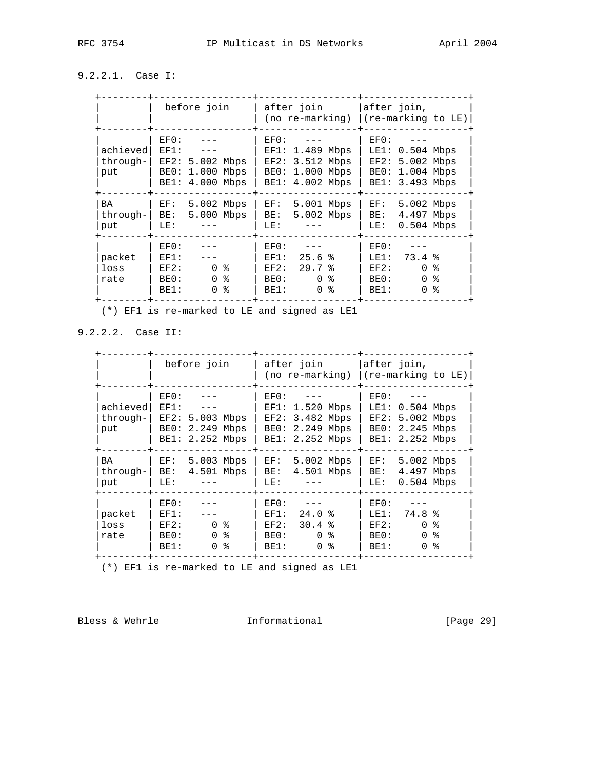#### 9.2.2.1. Case I:

| | before join | after join (no re-marking) | after join, (re-marking to LE) |
|---|---|---|---|
| achieved throughput | EF0: --- <br> EF1: --- <br> EF2: 5.002 Mbps <br> BE0: 1.000 Mbps <br> BE1: 4.000 Mbps | EF0: --- <br> EF1: 1.489 Mbps <br> EF2: 3.512 Mbps <br> BE0: 1.000 Mbps <br> BE1: 4.002 Mbps | EF0: --- <br> LE1: 0.504 Mbps <br> EF2: 5.002 Mbps <br> BE0: 1.004 Mbps <br> BE1: 3.493 Mbps |
| BA throughput | EF: 5.002 Mbps <br> BE: 5.000 Mbps <br> LE: --- | EF: 5.001 Mbps <br> BE: 5.002 Mbps <br> LE: --- | EF: 5.002 Mbps <br> BE: 4.497 Mbps <br> LE: 0.504 Mbps |
| packet loss rate | EF0: --- <br> EF1: --- <br> EF2: 0 % <br> BE0: 0 % <br> BE1: 0 % | EF0: --- <br> EF1: 25.6 % <br> EF2: 29.7 % <br> BE0: 0 % <br> BE1: 0 % | EF0: --- <br> LE1: 73.4 % <br> EF2: 0 % <br> BE0: 0 % <br> BE1: 0 % |

(*) EF1 is re-marked to LE and signed as LE1

#### 9.2.2.2. Case II:

| | before join | after join (no re-marking) | after join, (re-marking to LE) |
|---|---|---|---|
| achieved throughput | EF0: --- <br> EF1: --- <br> EF2: 5.003 Mbps <br> BE0: 2.249 Mbps <br> BE1: 2.252 Mbps | EF0: --- <br> EF1: 1.520 Mbps <br> EF2: 3.482 Mbps <br> BE0: 2.249 Mbps <br> BE1: 2.252 Mbps | EF0: --- <br> LE1: 0.504 Mbps <br> EF2: 5.002 Mbps <br> BE0: 2.245 Mbps <br> BE1: 2.252 Mbps |
| BA throughput | EF: 5.003 Mbps <br> BE: 4.501 Mbps <br> LE: --- | EF: 5.002 Mbps <br> BE: 4.501 Mbps <br> LE: --- | EF: 5.002 Mbps <br> BE: 4.497 Mbps <br> LE: 0.504 Mbps |
| packet loss rate | EF0: --- <br> EF1: --- <br> EF2: 0 % <br> BE0: 0 % <br> BE1: 0 % | EF0: --- <br> EF1: 24.0 % <br> EF2: 30.4 % <br> BE0: 0 % <br> BE1: 0 % | EF0: --- <br> LE1: 74.8 % <br> EF2: 0 % <br> BE0: 0 % <br> BE1: 0 % |

(*) EF1 is re-marked to LE and signed as LE1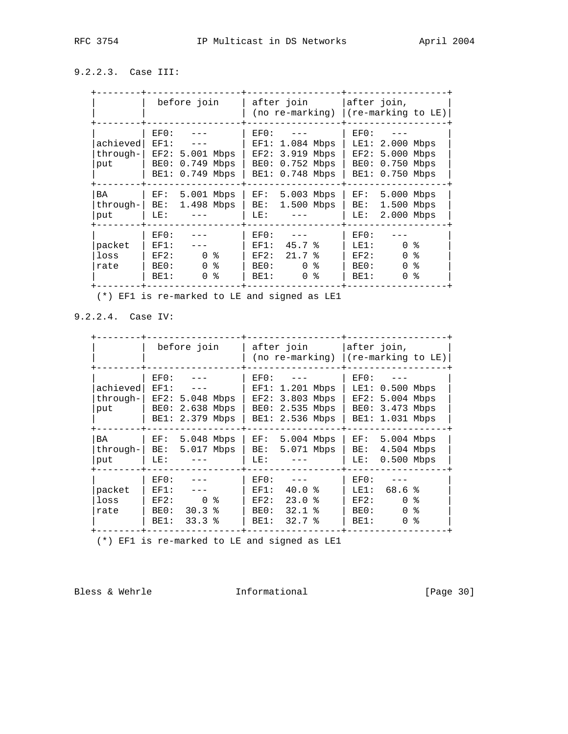### 9.2.2.3. Case III:

| | before join | after join (no re-marking) | after join, (re-marking to LE) |
|---|---|---|---|
| achieved throughput | EF0: --- <br> EF1: --- <br> EF2: 5.001 Mbps <br> BE0: 0.749 Mbps <br> BE1: 0.749 Mbps | EF0: --- <br> EF1: 1.084 Mbps <br> EF2: 3.919 Mbps <br> BE0: 0.752 Mbps <br> BE1: 0.748 Mbps | EF0: --- <br> LE1: 2.000 Mbps <br> EF2: 5.000 Mbps <br> BE0: 0.750 Mbps <br> BE1: 0.750 Mbps |
| BA throughput | EF: 5.001 Mbps <br> BE: 1.498 Mbps <br> LE: --- | EF: 5.003 Mbps <br> BE: 1.500 Mbps <br> LE: --- | EF: 5.000 Mbps <br> BE: 1.500 Mbps <br> LE: 2.000 Mbps |
| packet loss rate | EF0: --- <br> EF1: --- <br> EF2: 0 % <br> BE0: 0 % <br> BE1: 0 % | EF0: --- <br> EF1: 45.7 % <br> EF2: 21.7 % <br> BE0: 0 % <br> BE1: 0 % | EF0: --- <br> LE1: 0 % <br> EF2: 0 % <br> BE0: 0 % <br> BE1: 0 % |

(*) EF1 is re-marked to LE and signed as LE1

### 9.2.2.4. Case IV:

| | before join | after join (no re-marking) | after join, (re-marking to LE) |
|---|---|---|---|
| achieved throughput | EF0: --- <br> EF1: --- <br> EF2: 5.048 Mbps <br> BE0: 2.638 Mbps <br> BE1: 2.379 Mbps | EF0: --- <br> EF1: 1.201 Mbps <br> EF2: 3.803 Mbps <br> BE0: 2.535 Mbps <br> BE1: 2.536 Mbps | EF0: --- <br> LE1: 0.500 Mbps <br> EF2: 5.004 Mbps <br> BE0: 3.473 Mbps <br> BE1: 1.031 Mbps |
| BA throughput | EF: 5.048 Mbps <br> BE: 5.017 Mbps <br> LE: --- | EF: 5.004 Mbps <br> BE: 5.071 Mbps <br> LE: --- | EF: 5.004 Mbps <br> BE: 4.504 Mbps <br> LE: 0.500 Mbps |
| packet loss rate | EF0: --- <br> EF1: --- <br> EF2: 0 % <br> BE0: 30.3 % <br> BE1: 33.3 % | EF0: --- <br> EF1: 40.0 % <br> EF2: 23.0 % <br> BE0: 32.1 % <br> BE1: 32.7 % | EF0: --- <br> LE1: 68.6 % <br> EF2: 0 % <br> BE0: 0 % <br> BE1: 0 % |

(*) EF1 is re-marked to LE and signed as LE1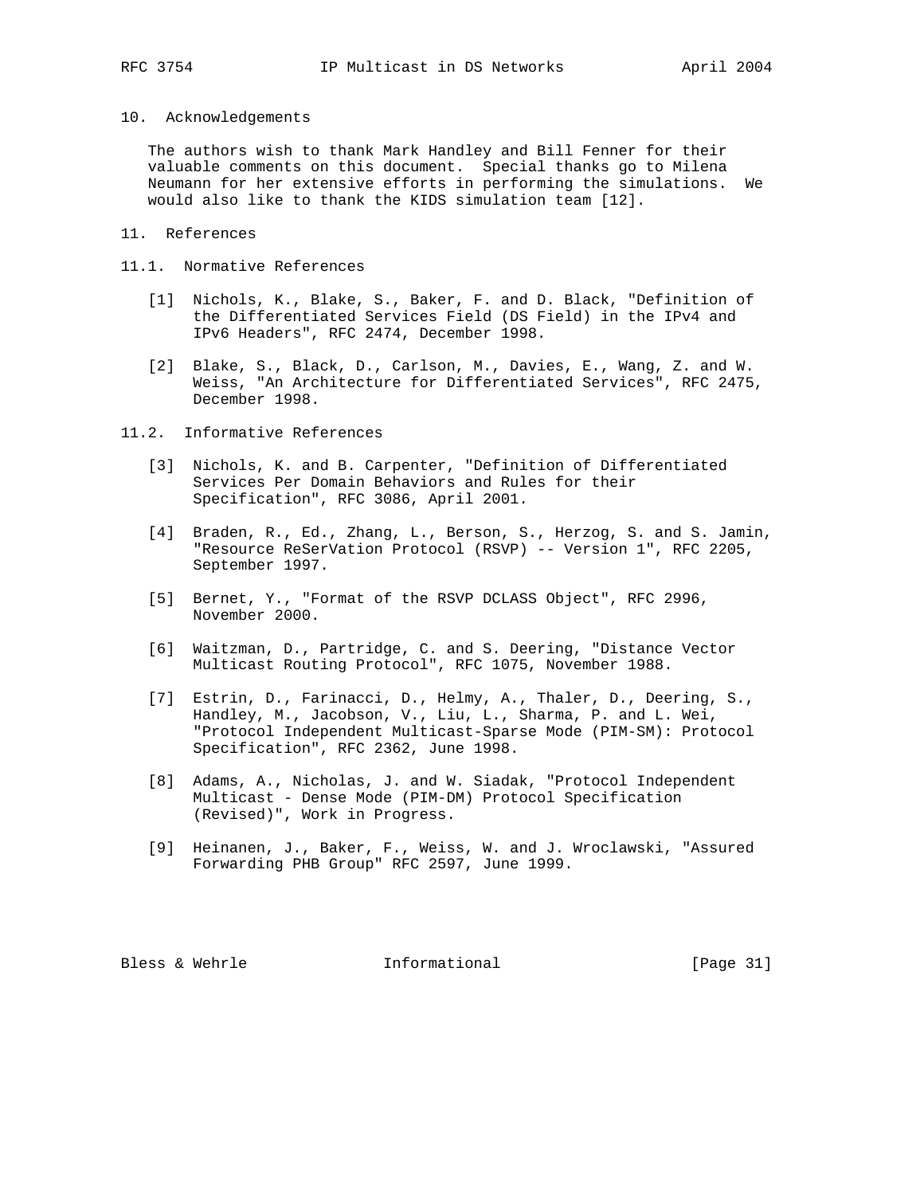## 10. Acknowledgements

The authors wish to thank Mark Handley and Bill Fenner for their valuable comments on this document. Special thanks go to Milena Neumann for her extensive efforts in performing the simulations. We would also like to thank the KIDS simulation team [12].

## 11. References

### 11.1. Normative References

[1] Nichols, K., Blake, S., Baker, F. and D. Black, "Definition of the Differentiated Services Field (DS Field) in the IPv4 and IPv6 Headers", RFC 2474, December 1998.

[2] Blake, S., Black, D., Carlson, M., Davies, E., Wang, Z. and W. Weiss, "An Architecture for Differentiated Services", RFC 2475, December 1998.

### 11.2. Informative References

[3] Nichols, K. and B. Carpenter, "Definition of Differentiated Services Per Domain Behaviors and Rules for their Specification", RFC 3086, April 2001.

[4] Braden, R., Ed., Zhang, L., Berson, S., Herzog, S. and S. Jamin, "Resource ReSerVation Protocol (RSVP) -- Version 1", RFC 2205, September 1997.

[5] Bernet, Y., "Format of the RSVP DCLASS Object", RFC 2996, November 2000.

[6] Waitzman, D., Partridge, C. and S. Deering, "Distance Vector Multicast Routing Protocol", RFC 1075, November 1988.

[7] Estrin, D., Farinacci, D., Helmy, A., Thaler, D., Deering, S., Handley, M., Jacobson, V., Liu, L., Sharma, P. and L. Wei, "Protocol Independent Multicast-Sparse Mode (PIM-SM): Protocol Specification", RFC 2362, June 1998.

[8] Adams, A., Nicholas, J. and W. Siadak, "Protocol Independent Multicast - Dense Mode (PIM-DM) Protocol Specification (Revised)", Work in Progress.

[9] Heinanen, J., Baker, F., Weiss, W. and J. Wroclawski, "Assured Forwarding PHB Group" RFC 2597, June 1999.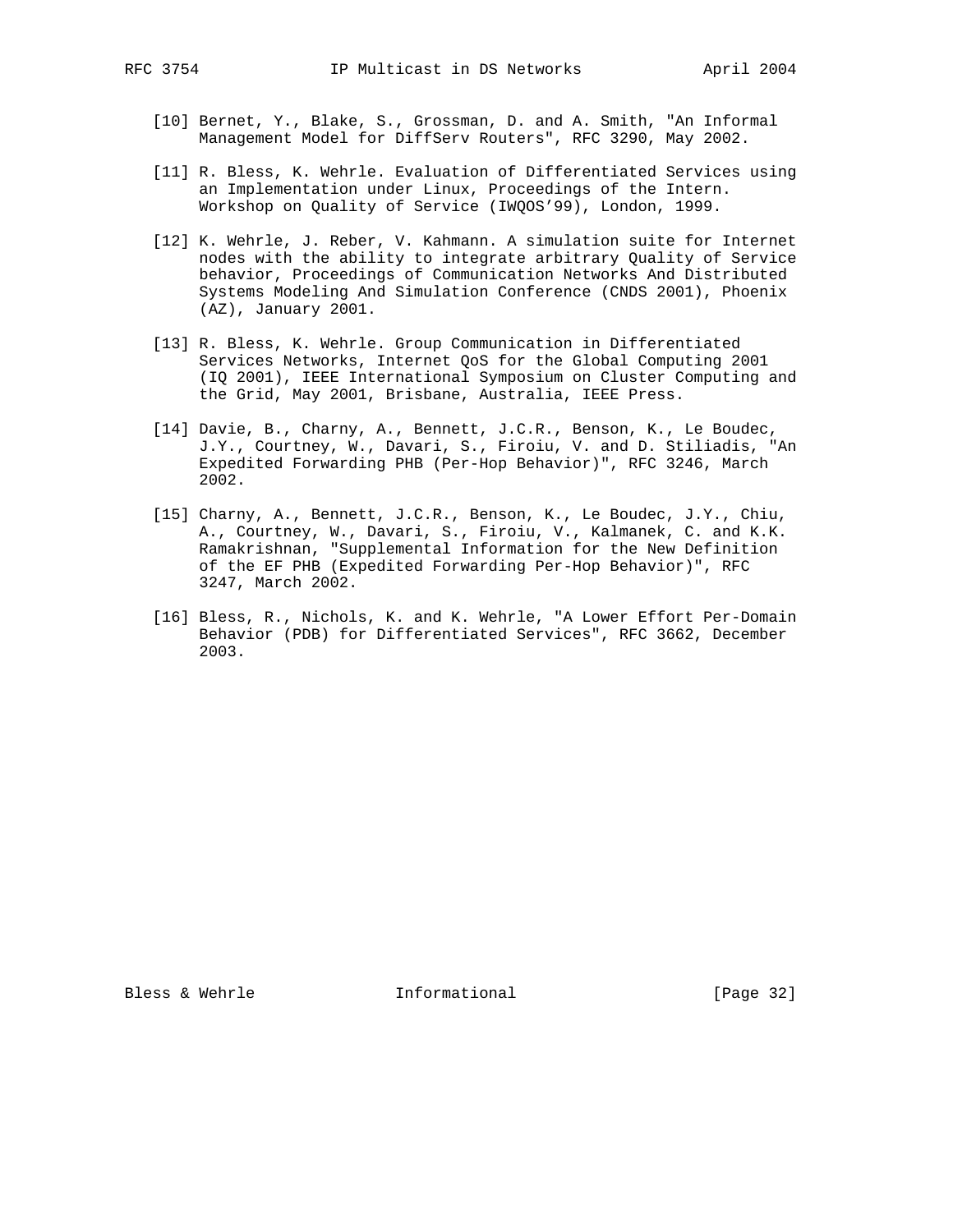[10] Bernet, Y., Blake, S., Grossman, D. and A. Smith, "An Informal Management Model for DiffServ Routers", RFC 3290, May 2002.

[11] R. Bless, K. Wehrle. Evaluation of Differentiated Services using an Implementation under Linux, Proceedings of the Intern. Workshop on Quality of Service (IWQOS'99), London, 1999.

[12] K. Wehrle, J. Reber, V. Kahmann. A simulation suite for Internet nodes with the ability to integrate arbitrary Quality of Service behavior, Proceedings of Communication Networks And Distributed Systems Modeling And Simulation Conference (CNDS 2001), Phoenix (AZ), January 2001.

[13] R. Bless, K. Wehrle. Group Communication in Differentiated Services Networks, Internet QoS for the Global Computing 2001 (IQ 2001), IEEE International Symposium on Cluster Computing and the Grid, May 2001, Brisbane, Australia, IEEE Press.

[14] Davie, B., Charny, A., Bennett, J.C.R., Benson, K., Le Boudec, J.Y., Courtney, W., Davari, S., Firoiu, V. and D. Stiliadis, "An Expedited Forwarding PHB (Per-Hop Behavior)", RFC 3246, March 2002.

[15] Charny, A., Bennett, J.C.R., Benson, K., Le Boudec, J.Y., Chiu, A., Courtney, W., Davari, S., Firoiu, V., Kalmanek, C. and K.K. Ramakrishnan, "Supplemental Information for the New Definition of the EF PHB (Expedited Forwarding Per-Hop Behavior)", RFC 3247, March 2002.

[16] Bless, R., Nichols, K. and K. Wehrle, "A Lower Effort Per-Domain Behavior (PDB) for Differentiated Services", RFC 3662, December 2003.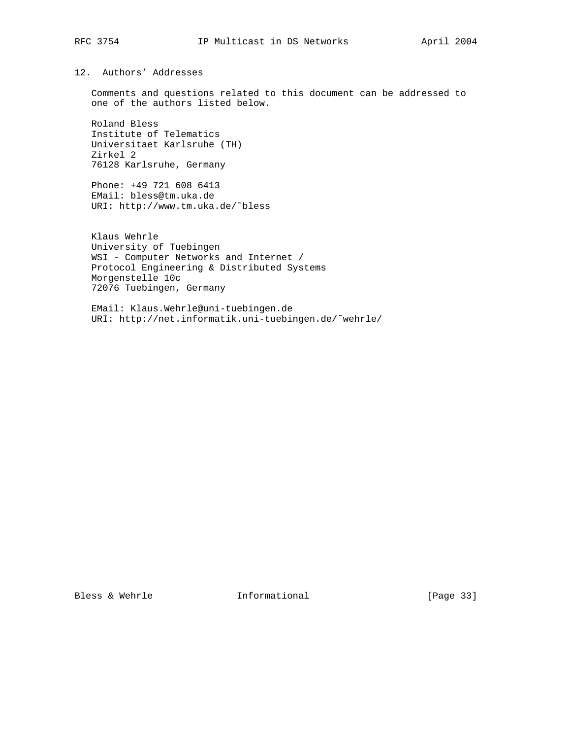## 12. Authors' Addresses

Comments and questions related to this document can be addressed to one of the authors listed below.

Roland Bless
Institute of Telematics
Universitaet Karlsruhe (TH)
Zirkel 2
76128 Karlsruhe, Germany

Phone: +49 721 608 6413
EMail: bless@tm.uka.de
URI: http://www.tm.uka.de/~bless

Klaus Wehrle
University of Tuebingen
WSI - Computer Networks and Internet /
Protocol Engineering & Distributed Systems
Morgenstelle 10c
72076 Tuebingen, Germany

EMail: Klaus.Wehrle@uni-tuebingen.de
URI: http://net.informatik.uni-tuebingen.de/~wehrle/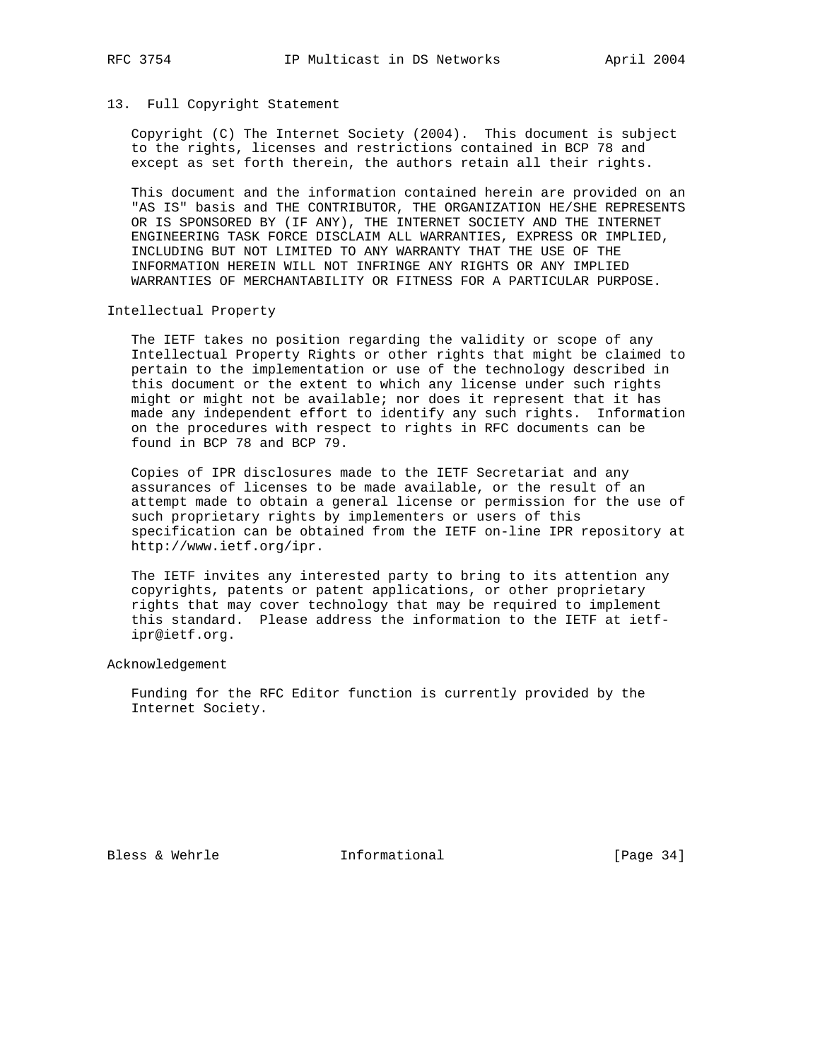## 13. Full Copyright Statement

Copyright (C) The Internet Society (2004). This document is subject to the rights, licenses and restrictions contained in BCP 78 and except as set forth therein, the authors retain all their rights.

This document and the information contained herein are provided on an "AS IS" basis and THE CONTRIBUTOR, THE ORGANIZATION HE/SHE REPRESENTS OR IS SPONSORED BY (IF ANY), THE INTERNET SOCIETY AND THE INTERNET ENGINEERING TASK FORCE DISCLAIM ALL WARRANTIES, EXPRESS OR IMPLIED, INCLUDING BUT NOT LIMITED TO ANY WARRANTY THAT THE USE OF THE INFORMATION HEREIN WILL NOT INFRINGE ANY RIGHTS OR ANY IMPLIED WARRANTIES OF MERCHANTABILITY OR FITNESS FOR A PARTICULAR PURPOSE.

### Intellectual Property

The IETF takes no position regarding the validity or scope of any Intellectual Property Rights or other rights that might be claimed to pertain to the implementation or use of the technology described in this document or the extent to which any license under such rights might or might not be available; nor does it represent that it has made any independent effort to identify any such rights. Information on the procedures with respect to rights in RFC documents can be found in BCP 78 and BCP 79.

Copies of IPR disclosures made to the IETF Secretariat and any assurances of licenses to be made available, or the result of an attempt made to obtain a general license or permission for the use of such proprietary rights by implementers or users of this specification can be obtained from the IETF on-line IPR repository at http://www.ietf.org/ipr.

The IETF invites any interested party to bring to its attention any copyrights, patents or patent applications, or other proprietary rights that may cover technology that may be required to implement this standard. Please address the information to the IETF at ietf-ipr@ietf.org.

### Acknowledgement

Funding for the RFC Editor function is currently provided by the Internet Society.